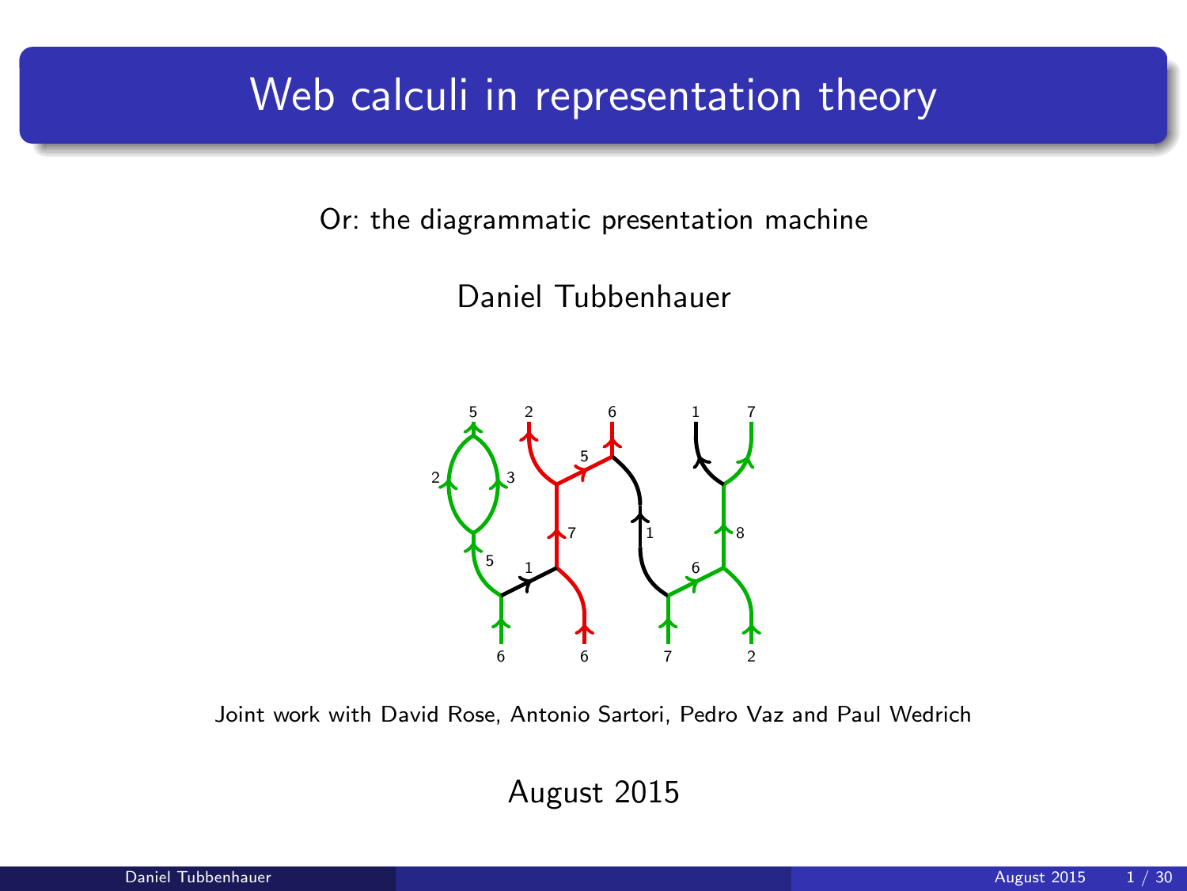# Web calculi in representation theory

Or: the diagrammatic presentation machine

Daniel Tubbenhauer

Joint work with David Rose, Antonio Sartori, Pedro Vaz and Paul Wedrich

August 2015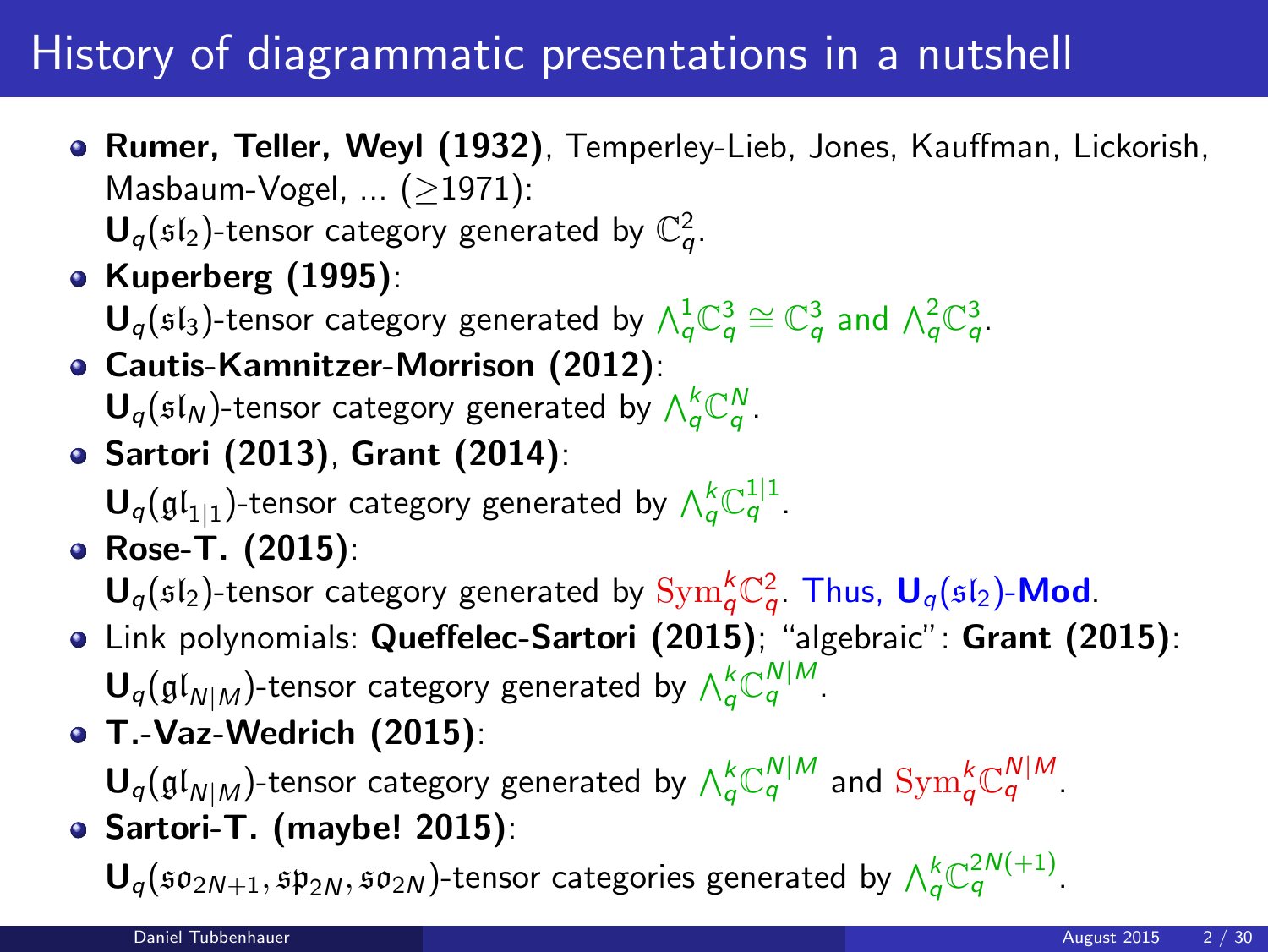# History of diagrammatic presentations in a nutshell

- **Rumer, Teller, Weyl (1932)**, Temperley-Lieb, Jones, Kauffman, Lickorish, Masbaum-Vogel, ... ($\geq$1971):
  $\mathbf{U}_q(\mathfrak{sl}_2)$-tensor category generated by $\mathbb{C}_q^2$.
- **Kuperberg (1995)**:
  $\mathbf{U}_q(\mathfrak{sl}_3)$-tensor category generated by $\bigwedge_q^1\mathbb{C}_q^3 \cong \mathbb{C}_q^3$ and $\bigwedge_q^2\mathbb{C}_q^3$.
- **Cautis-Kamnitzer-Morrison (2012)**:
  $\mathbf{U}_q(\mathfrak{sl}_N)$-tensor category generated by $\bigwedge_q^k\mathbb{C}_q^N$.
- **Sartori (2013)**, **Grant (2014)**:
  $\mathbf{U}_q(\mathfrak{gl}_{1|1})$-tensor category generated by $\bigwedge_q^k\mathbb{C}_q^{1|1}$.
- **Rose-T. (2015)**:
  $\mathbf{U}_q(\mathfrak{sl}_2)$-tensor category generated by $\mathrm{Sym}_q^k\mathbb{C}_q^2$. Thus, $\mathbf{U}_q(\mathfrak{sl}_2)$-**Mod**.
- Link polynomials: **Queffelec-Sartori (2015)**; "algebraic": **Grant (2015)**:
  $\mathbf{U}_q(\mathfrak{gl}_{N|M})$-tensor category generated by $\bigwedge_q^k\mathbb{C}_q^{N|M}$.
- **T.-Vaz-Wedrich (2015)**:
  $\mathbf{U}_q(\mathfrak{gl}_{N|M})$-tensor category generated by $\bigwedge_q^k\mathbb{C}_q^{N|M}$ and $\mathrm{Sym}_q^k\mathbb{C}_q^{N|M}$.
- **Sartori-T. (maybe! 2015)**:
  $\mathbf{U}_q(\mathfrak{so}_{2N+1}, \mathfrak{sp}_{2N}, \mathfrak{so}_{2N})$-tensor categories generated by $\bigwedge_q^k\mathbb{C}_q^{2N(+1)}$.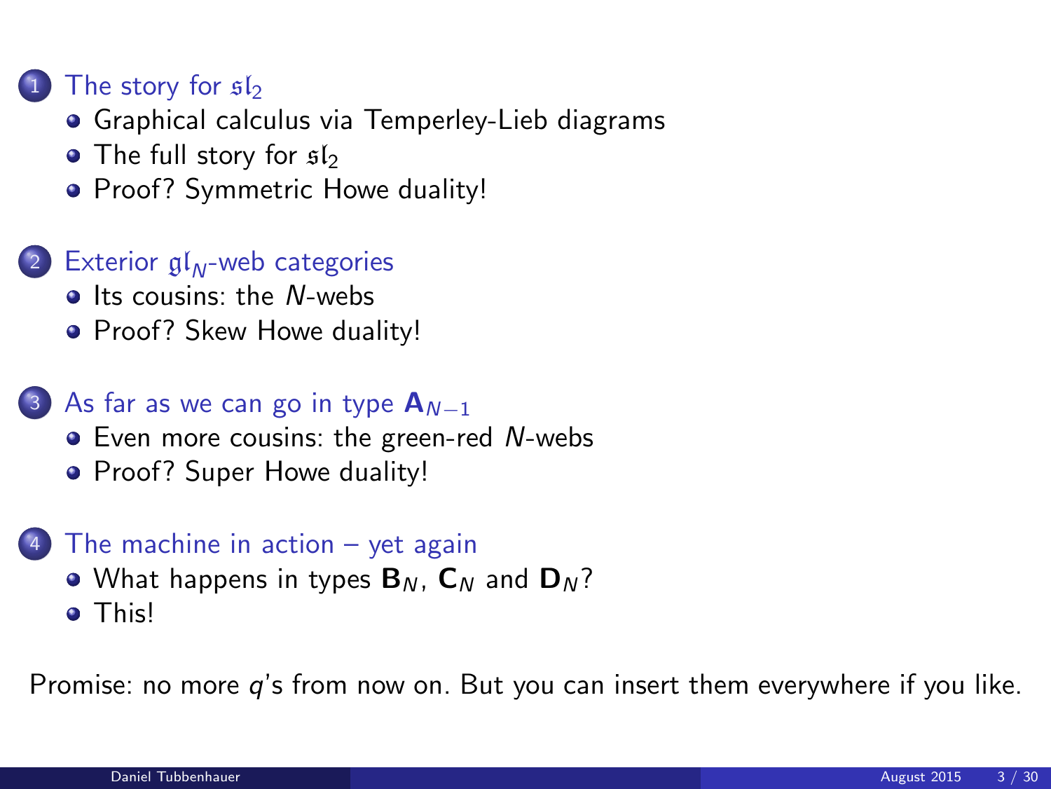1. The story for $\mathfrak{sl}_2$
   - Graphical calculus via Temperley-Lieb diagrams
   - The full story for $\mathfrak{sl}_2$
   - Proof? Symmetric Howe duality!

2. Exterior $\mathfrak{gl}_N$-web categories
   - Its cousins: the $N$-webs
   - Proof? Skew Howe duality!

3. As far as we can go in type $\mathbf{A}_{N-1}$
   - Even more cousins: the green-red $N$-webs
   - Proof? Super Howe duality!

4. The machine in action – yet again
   - What happens in types $\mathbf{B}_N$, $\mathbf{C}_N$ and $\mathbf{D}_N$?
   - This!

Promise: no more $q$'s from now on. But you can insert them everywhere if you like.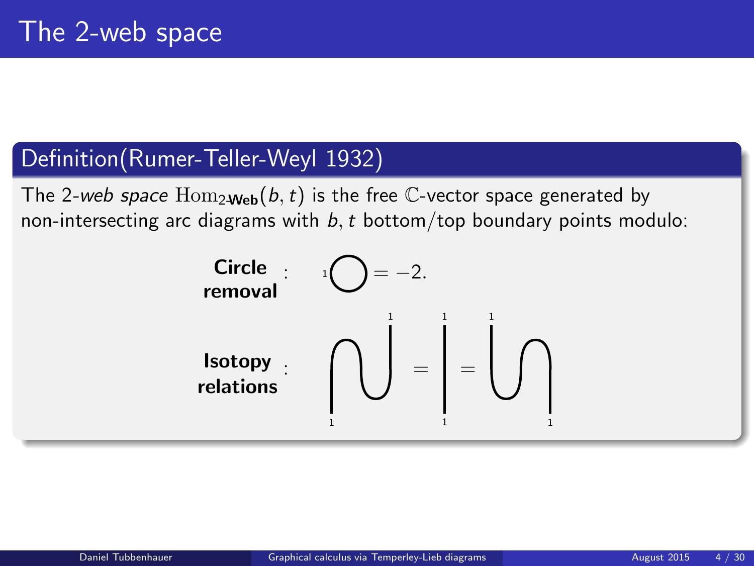# The 2-web space

## Definition(Rumer-Teller-Weyl 1932)

The 2-*web space* $\mathrm{Hom}_{2\text{-}\mathbf{Web}}(b,t)$ is the free $\mathbb{C}$-vector space generated by non-intersecting arc diagrams with $b, t$ bottom/top boundary points modulo:

**Circle removal** : $= -2.$

**Isotopy relations** : $=$ $=$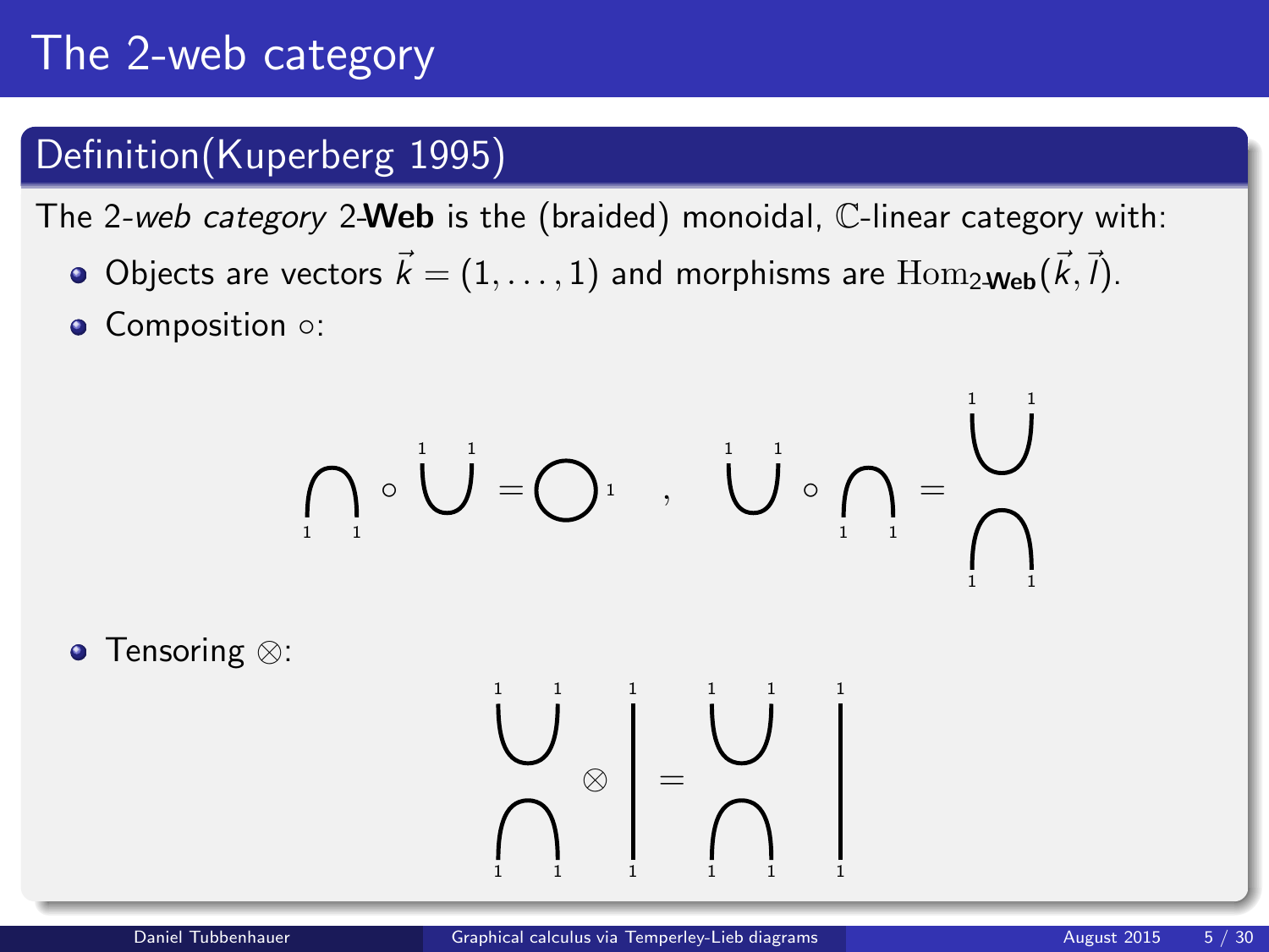# The 2-web category

## Definition(Kuperberg 1995)

The 2-*web category* 2-**Web** is the (braided) monoidal, $\mathbb{C}$-linear category with:

- Objects are vectors $\vec{k} = (1, \ldots, 1)$ and morphisms are $\mathrm{Hom}_{2\text{-}\mathbf{Web}}(\vec{k}, \vec{l})$.
- Composition $\circ$:
- Tensoring $\otimes$: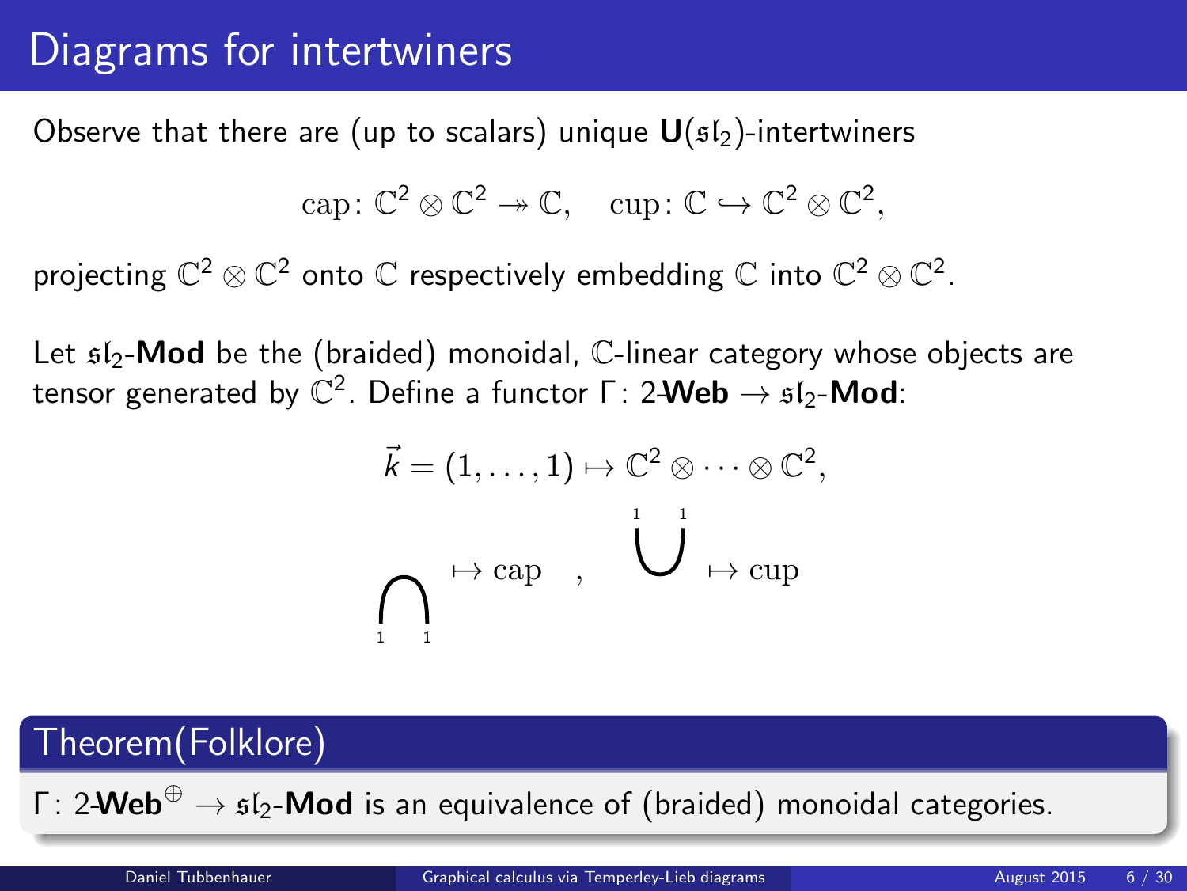# Diagrams for intertwiners

Observe that there are (up to scalars) unique $\mathbf{U}(\mathfrak{sl}_2)$-intertwiners

$$\mathrm{cap}\colon \mathbb{C}^2 \otimes \mathbb{C}^2 \twoheadrightarrow \mathbb{C}, \quad \mathrm{cup}\colon \mathbb{C} \hookrightarrow \mathbb{C}^2 \otimes \mathbb{C}^2,$$

projecting $\mathbb{C}^2 \otimes \mathbb{C}^2$ onto $\mathbb{C}$ respectively embedding $\mathbb{C}$ into $\mathbb{C}^2 \otimes \mathbb{C}^2$.

Let $\mathfrak{sl}_2$-**Mod** be the (braided) monoidal, $\mathbb{C}$-linear category whose objects are tensor generated by $\mathbb{C}^2$. Define a functor $\Gamma\colon 2$-**Web** $\to \mathfrak{sl}_2$-**Mod**:

$$\vec{k} = (1, \dots, 1) \mapsto \mathbb{C}^2 \otimes \cdots \otimes \mathbb{C}^2,$$

$$\bigcap_{1\;\;1} \mapsto \mathrm{cap} \quad , \quad \overset{1\;\;1}{\bigcup} \mapsto \mathrm{cup}$$

## Theorem(Folklore)

$\Gamma\colon 2$-**Web**$^{\oplus} \to \mathfrak{sl}_2$-**Mod** is an equivalence of (braided) monoidal categories.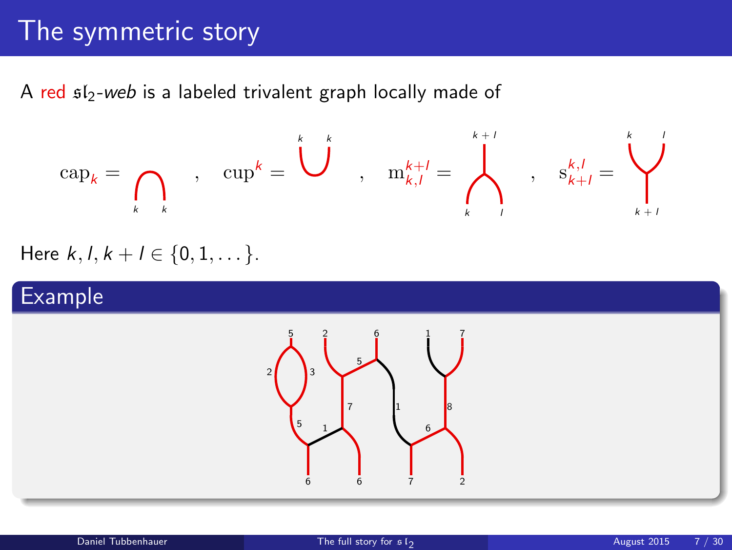# The symmetric story

A red $\mathfrak{sl}_2$-*web* is a labeled trivalent graph locally made of

$$\mathrm{cap}_k = \quad , \quad \mathrm{cup}^k = \quad , \quad \mathrm{m}_{k,l}^{k+l} = \quad , \quad \mathrm{s}_{k+l}^{k,l} =$$

Here $k, l, k+l \in \{0, 1, \dots\}$.

## Example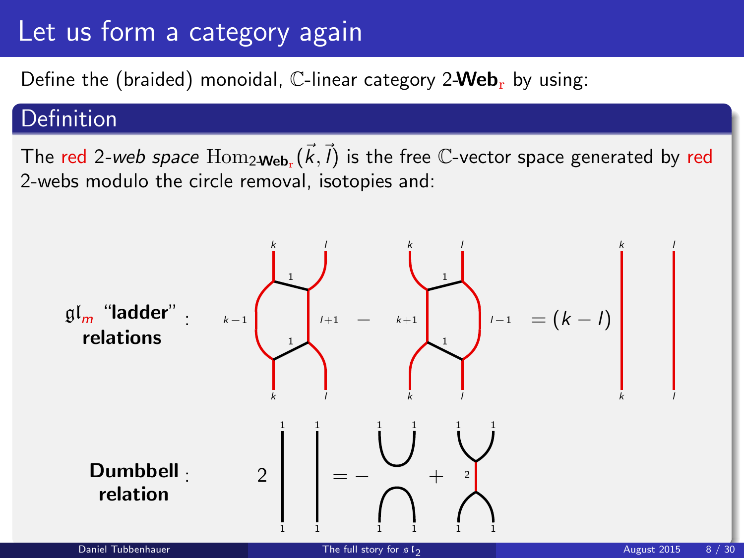# Let us form a category again

Define the (braided) monoidal, $\mathbb{C}$-linear category 2-**Web**$_{\mathrm{r}}$ by using:

## Definition

The red 2-*web space* $\mathrm{Hom}_{2\text{-}\mathbf{Web}_{\mathrm{r}}}(\vec{k}, \vec{l})$ is the free $\mathbb{C}$-vector space generated by red 2-webs modulo the circle removal, isotopies and:

$\mathfrak{gl}_m$ **"ladder" relations**:

$k-1$ $\quad 1 \quad 1 \quad$ $l+1$ $\;-\;$ $k+1$ $\quad 1 \quad 1 \quad$ $l-1$ $\;= (k-l)\;$ $k \quad l$

**Dumbbell relation**:

$2$ $\;1 \quad 1\;$ $= -$ $\;1 \quad 1\;$ $+$ $\;1 \quad 2 \quad 1\;$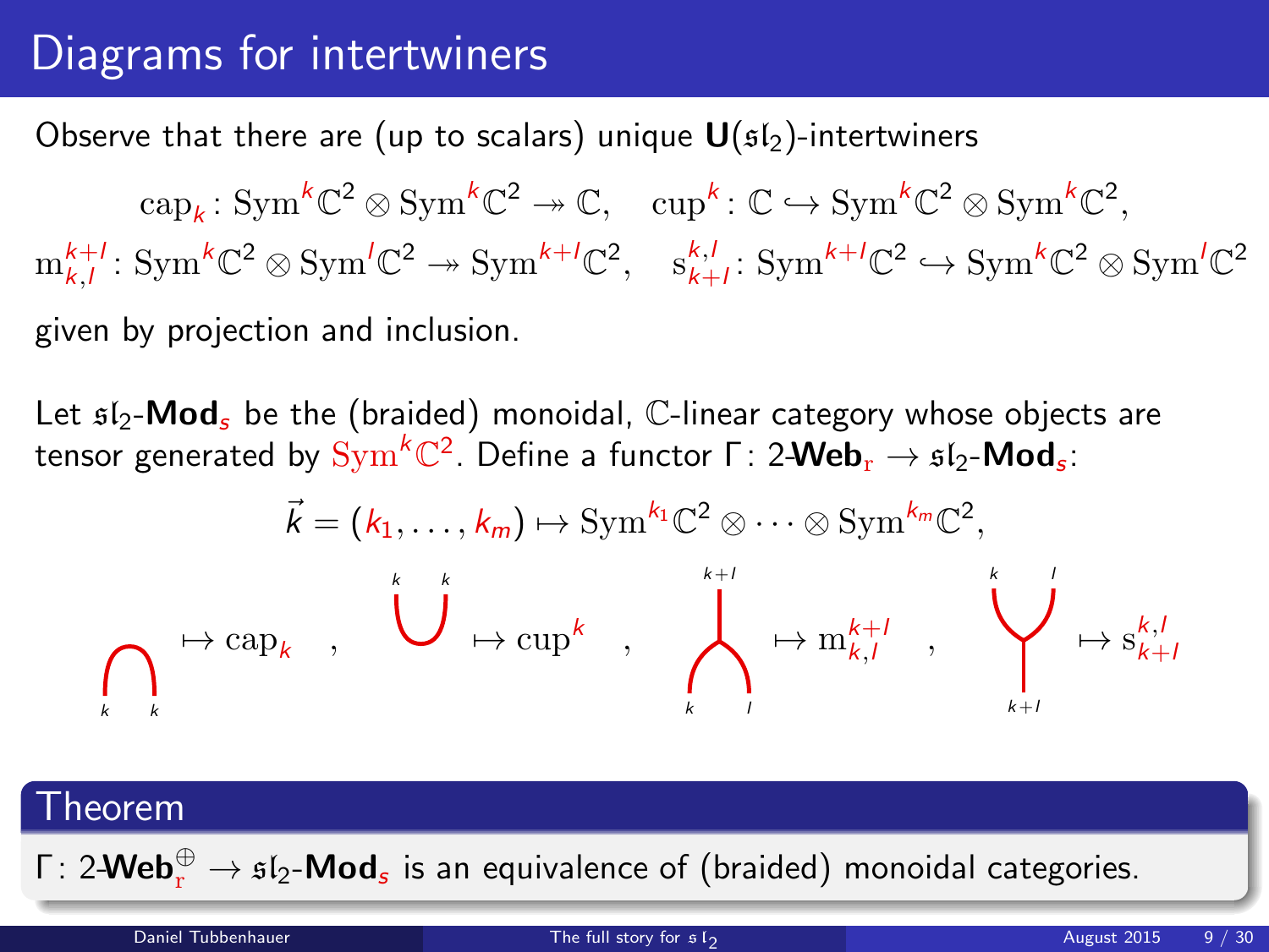# Diagrams for intertwiners

Observe that there are (up to scalars) unique $\mathbf{U}(\mathfrak{sl}_2)$-intertwiners

$$\mathrm{cap}_k \colon \mathrm{Sym}^k\mathbb{C}^2 \otimes \mathrm{Sym}^k\mathbb{C}^2 \twoheadrightarrow \mathbb{C}, \quad \mathrm{cup}^k \colon \mathbb{C} \hookrightarrow \mathrm{Sym}^k\mathbb{C}^2 \otimes \mathrm{Sym}^k\mathbb{C}^2,$$

$$\mathrm{m}_{k,l}^{k+l} \colon \mathrm{Sym}^k\mathbb{C}^2 \otimes \mathrm{Sym}^l\mathbb{C}^2 \twoheadrightarrow \mathrm{Sym}^{k+l}\mathbb{C}^2, \quad \mathrm{s}_{k+l}^{k,l} \colon \mathrm{Sym}^{k+l}\mathbb{C}^2 \hookrightarrow \mathrm{Sym}^k\mathbb{C}^2 \otimes \mathrm{Sym}^l\mathbb{C}^2$$

given by projection and inclusion.

Let $\mathfrak{sl}_2$-$\mathbf{Mod}_s$ be the (braided) monoidal, $\mathbb{C}$-linear category whose objects are tensor generated by $\mathrm{Sym}^k\mathbb{C}^2$. Define a functor $\Gamma \colon 2\text{-}\mathbf{Web}_{\mathrm{r}} \to \mathfrak{sl}_2\text{-}\mathbf{Mod}_s$:

$$\vec{k} = (k_1, \dots, k_m) \mapsto \mathrm{Sym}^{k_1}\mathbb{C}^2 \otimes \cdots \otimes \mathrm{Sym}^{k_m}\mathbb{C}^2,$$

(cap with endpoints $k$, $k$) $\mapsto \mathrm{cap}_k$, (cup with endpoints $k$, $k$) $\mapsto \mathrm{cup}^k$, (merge of $k$, $l$ into $k+l$) $\mapsto \mathrm{m}_{k,l}^{k+l}$, (split of $k+l$ into $k$, $l$) $\mapsto \mathrm{s}_{k+l}^{k,l}$

## Theorem

$\Gamma \colon 2\text{-}\mathbf{Web}_{\mathrm{r}}^{\oplus} \to \mathfrak{sl}_2\text{-}\mathbf{Mod}_s$ is an equivalence of (braided) monoidal categories.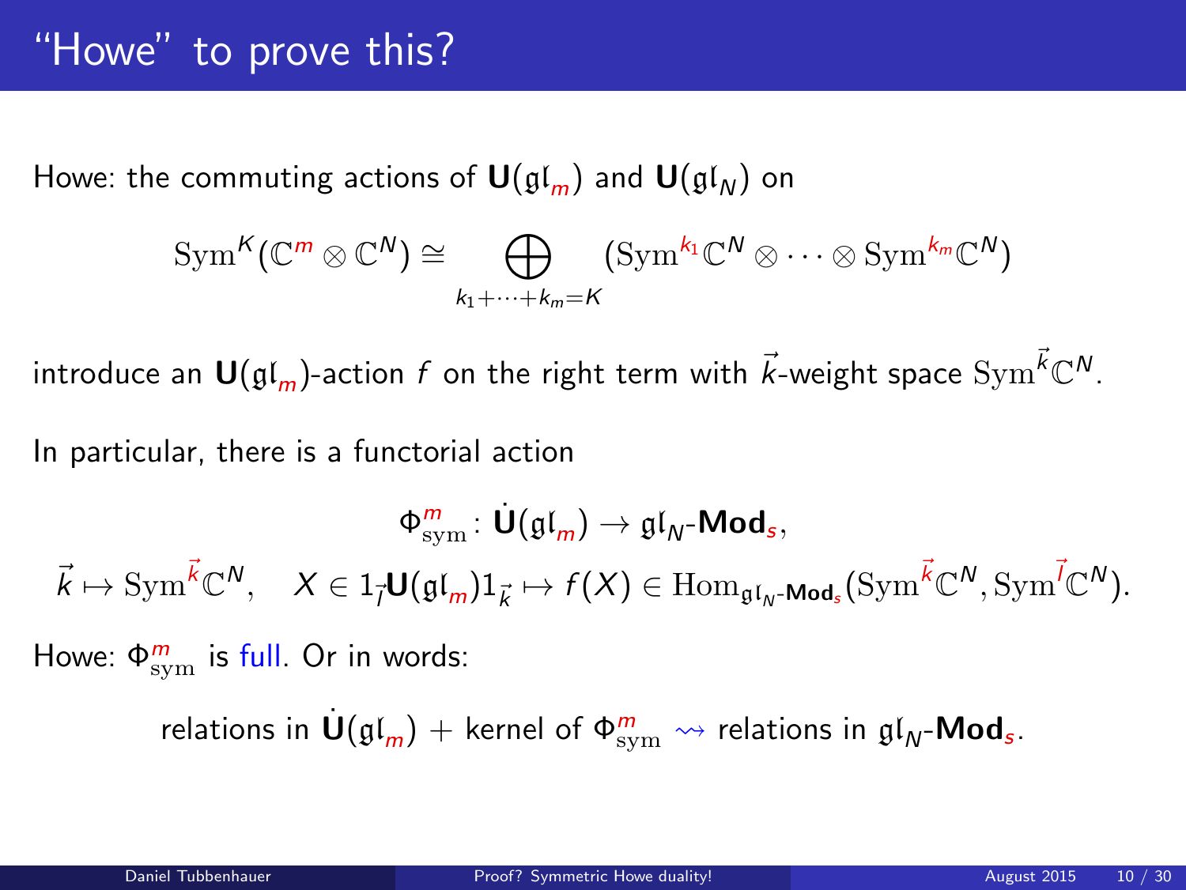# "Howe" to prove this?

Howe: the commuting actions of $\mathbf{U}(\mathfrak{gl}_m)$ and $\mathbf{U}(\mathfrak{gl}_N)$ on

$$\mathrm{Sym}^K(\mathbb{C}^m \otimes \mathbb{C}^N) \cong \bigoplus_{k_1+\cdots+k_m=K} (\mathrm{Sym}^{k_1}\mathbb{C}^N \otimes \cdots \otimes \mathrm{Sym}^{k_m}\mathbb{C}^N)$$

introduce an $\mathbf{U}(\mathfrak{gl}_m)$-action $f$ on the right term with $\vec{k}$-weight space $\mathrm{Sym}^{\vec{k}}\mathbb{C}^N$.

In particular, there is a functorial action

$$\Phi^m_{\mathrm{sym}} \colon \dot{\mathbf{U}}(\mathfrak{gl}_m) \to \mathfrak{gl}_N\text{-}\mathbf{Mod}_s,$$

$$\vec{k} \mapsto \mathrm{Sym}^{\vec{k}}\mathbb{C}^N, \quad X \in 1_{\vec{l}}\mathbf{U}(\mathfrak{gl}_m)1_{\vec{k}} \mapsto f(X) \in \mathrm{Hom}_{\mathfrak{gl}_N\text{-}\mathbf{Mod}_s}(\mathrm{Sym}^{\vec{k}}\mathbb{C}^N, \mathrm{Sym}^{\vec{l}}\mathbb{C}^N).$$

Howe: $\Phi^m_{\mathrm{sym}}$ is full. Or in words:

relations in $\dot{\mathbf{U}}(\mathfrak{gl}_m)$ + kernel of $\Phi^m_{\mathrm{sym}} \rightsquigarrow$ relations in $\mathfrak{gl}_N$-$\mathbf{Mod}_s$.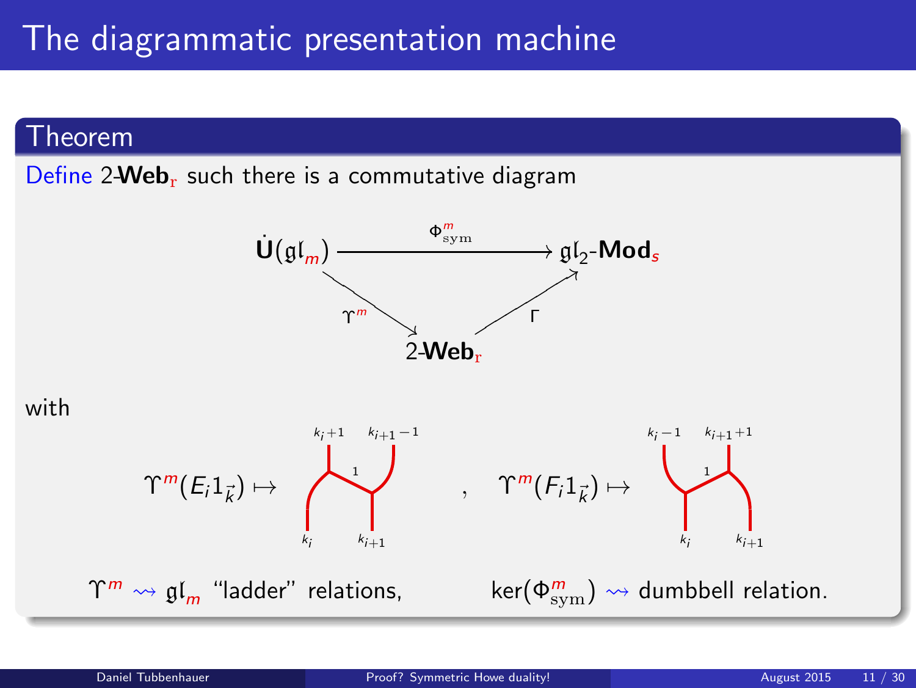# The diagrammatic presentation machine

## Theorem

Define 2-**Web**$_{\mathrm{r}}$ such there is a commutative diagram

$$
\begin{array}{ccc}
\dot{\mathbf{U}}(\mathfrak{gl}_m) & \xrightarrow{\Phi^m_{\mathrm{sym}}} & \mathfrak{gl}_2\text{-}\mathbf{Mod}_s \\
& \searrow^{\Upsilon^m} \quad \nearrow_{\Gamma} & \\
& 2\text{-}\mathbf{Web}_{\mathrm{r}} &
\end{array}
$$

with

$\Upsilon^m(E_i 1_{\vec{k}}) \mapsto$ (web: bottom $k_i$, $k_{i+1}$; top $k_i+1$, $k_{i+1}-1$; rung labeled $1$) , $\Upsilon^m(F_i 1_{\vec{k}}) \mapsto$ (web: bottom $k_i$, $k_{i+1}$; top $k_i-1$, $k_{i+1}+1$; rung labeled $1$)

$\Upsilon^m \rightsquigarrow \mathfrak{gl}_m$ "ladder" relations, $\ker(\Phi^m_{\mathrm{sym}}) \rightsquigarrow$ dumbbell relation.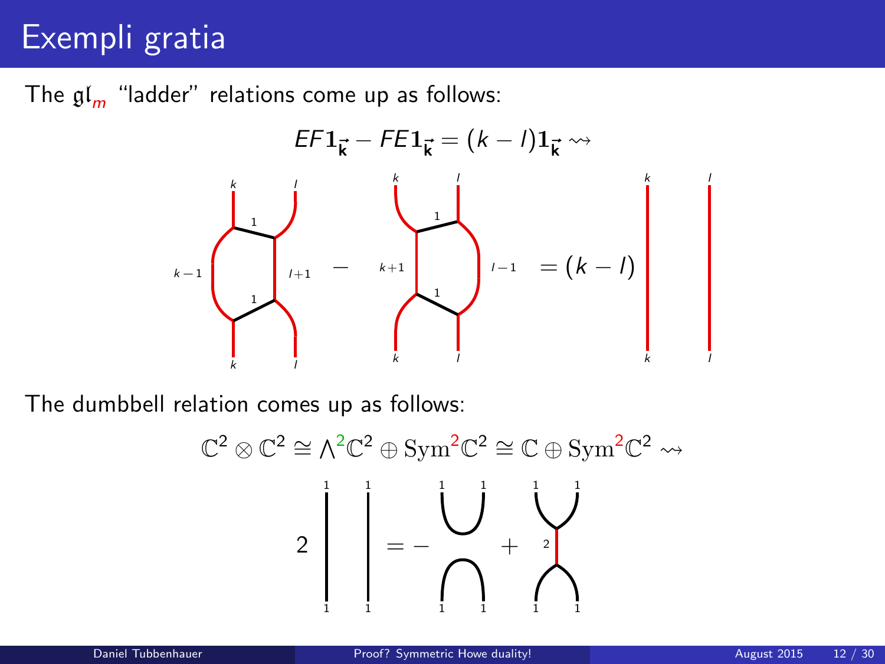# Exempli gratia

The $\mathfrak{gl}_m$ "ladder" relations come up as follows:

$$EF\mathbf{1}_{\vec{k}} - FE\mathbf{1}_{\vec{k}} = (k-l)\mathbf{1}_{\vec{k}} \rightsquigarrow$$

$$= (k-l)$$

The dumbbell relation comes up as follows:

$$\mathbb{C}^2 \otimes \mathbb{C}^2 \cong \textstyle\bigwedge^2\mathbb{C}^2 \oplus \mathrm{Sym}^2\mathbb{C}^2 \cong \mathbb{C} \oplus \mathrm{Sym}^2\mathbb{C}^2 \rightsquigarrow$$

$$2 \qquad = - \qquad + $$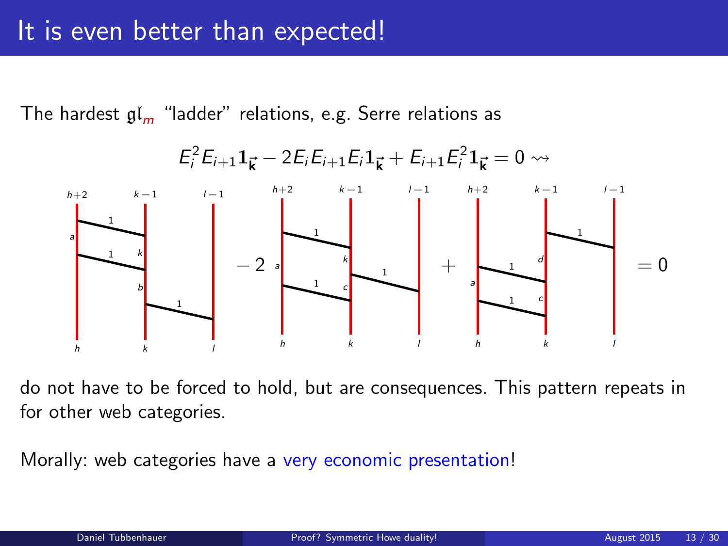# It is even better than expected!

The hardest $\mathfrak{gl}_m$ "ladder" relations, e.g. Serre relations as

$$E_i^2 E_{i+1} \mathbf{1}_{\vec{k}} - 2 E_i E_{i+1} E_i \mathbf{1}_{\vec{k}} + E_{i+1} E_i^2 \mathbf{1}_{\vec{k}} = 0 \rightsquigarrow$$

do not have to be forced to hold, but are consequences. This pattern repeats in for other web categories.

Morally: web categories have a very economic presentation!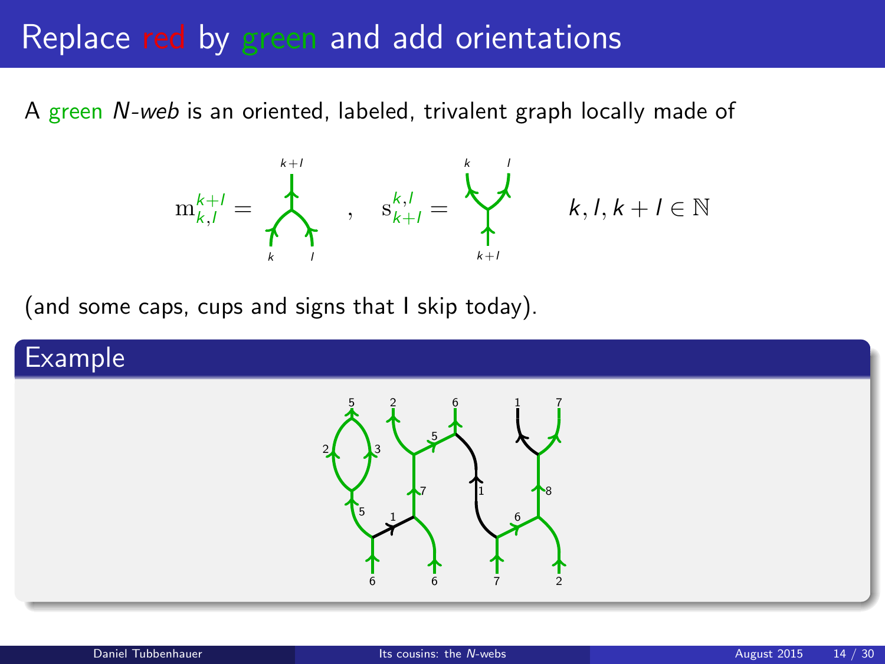# Replace red by green and add orientations

A green *N-web* is an oriented, labeled, trivalent graph locally made of

$$\mathrm{m}_{k,l}^{k+l} = \quad , \quad \mathrm{s}_{k+l}^{k,l} = \qquad k, l, k+l \in \mathbb{N}$$

(and some caps, cups and signs that I skip today).

## Example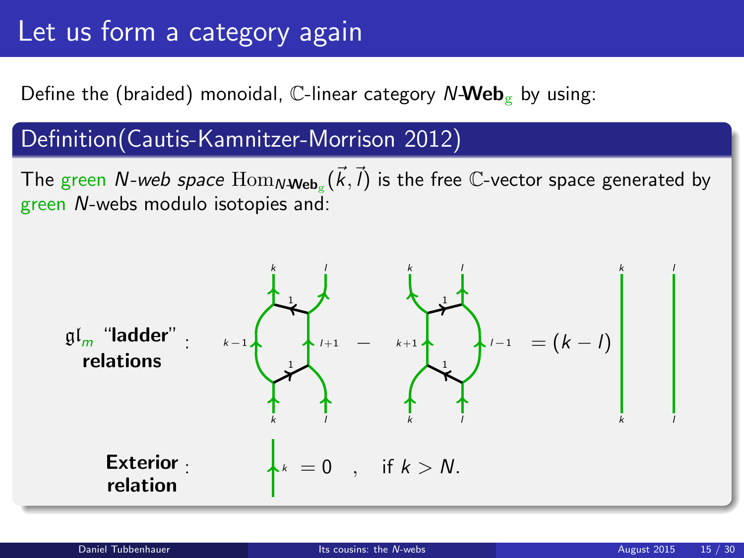# Let us form a category again

Define the (braided) monoidal, $\mathbb{C}$-linear category $N$-$\mathbf{Web}_{\mathrm{g}}$ by using:

## Definition(Cautis-Kamnitzer-Morrison 2012)

The green *N-web space* $\mathrm{Hom}_{N\text{-}\mathbf{Web}_{\mathrm{g}}}(\vec{k},\vec{l})$ is the free $\mathbb{C}$-vector space generated by green $N$-webs modulo isotopies and:

$\mathfrak{gl}_m$ "**ladder**" **relations**:

$k$, $l$, $k-1$, $1$, $l+1$, $1$, $k$, $l$ — $k$, $l$, $1$, $k+1$, $l-1$, $1$, $k$, $l$ $= (k-l)$ $k$, $l$, $k$, $l$

**Exterior relation**: $k$ $= 0$ , if $k > N$.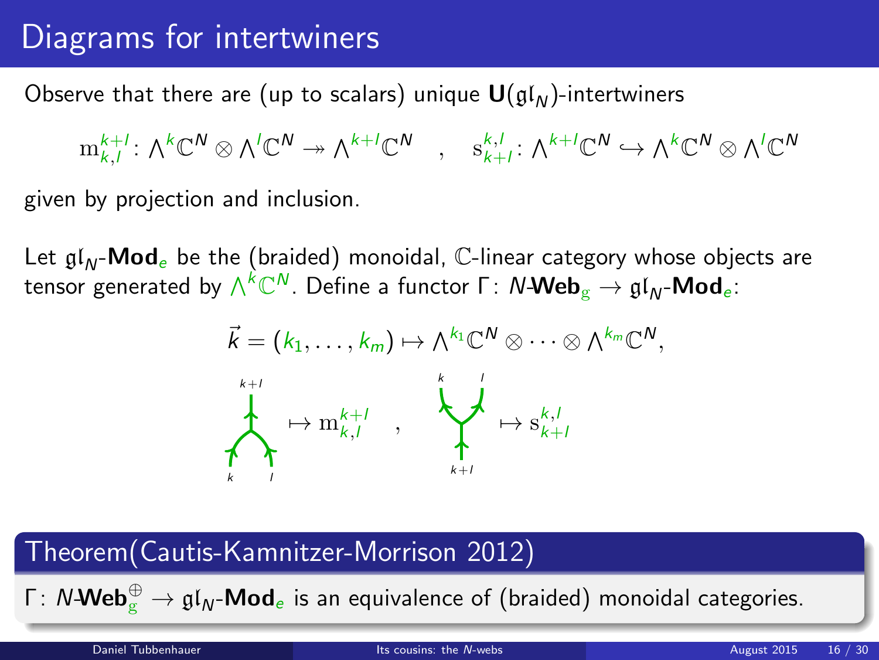# Diagrams for intertwiners

Observe that there are (up to scalars) unique $\mathbf{U}(\mathfrak{gl}_N)$-intertwiners

$$\mathrm{m}_{k,l}^{k+l}\colon \textstyle\bigwedge^k\mathbb{C}^N \otimes \bigwedge^l\mathbb{C}^N \twoheadrightarrow \bigwedge^{k+l}\mathbb{C}^N \quad , \quad \mathrm{s}_{k+l}^{k,l}\colon \bigwedge^{k+l}\mathbb{C}^N \hookrightarrow \bigwedge^k\mathbb{C}^N \otimes \bigwedge^l\mathbb{C}^N$$

given by projection and inclusion.

Let $\mathfrak{gl}_N$-$\mathbf{Mod}_e$ be the (braided) monoidal, $\mathbb{C}$-linear category whose objects are tensor generated by $\bigwedge^k\mathbb{C}^N$. Define a functor $\Gamma\colon N\text{-}\mathbf{Web}_{\mathrm{g}} \to \mathfrak{gl}_N$-$\mathbf{Mod}_e$:

$$\vec{k} = (k_1, \dots, k_m) \mapsto \textstyle\bigwedge^{k_1}\mathbb{C}^N \otimes \cdots \otimes \bigwedge^{k_m}\mathbb{C}^N,$$

(merge web: $k$, $l$ at the bottom, $k+l$ at the top) $\mapsto \mathrm{m}_{k,l}^{k+l}$ , (split web: $k+l$ at the bottom, $k$, $l$ at the top) $\mapsto \mathrm{s}_{k+l}^{k,l}$

## Theorem(Cautis-Kamnitzer-Morrison 2012)

$\Gamma\colon N\text{-}\mathbf{Web}_{\mathrm{g}}^{\oplus} \to \mathfrak{gl}_N$-$\mathbf{Mod}_e$ is an equivalence of (braided) monoidal categories.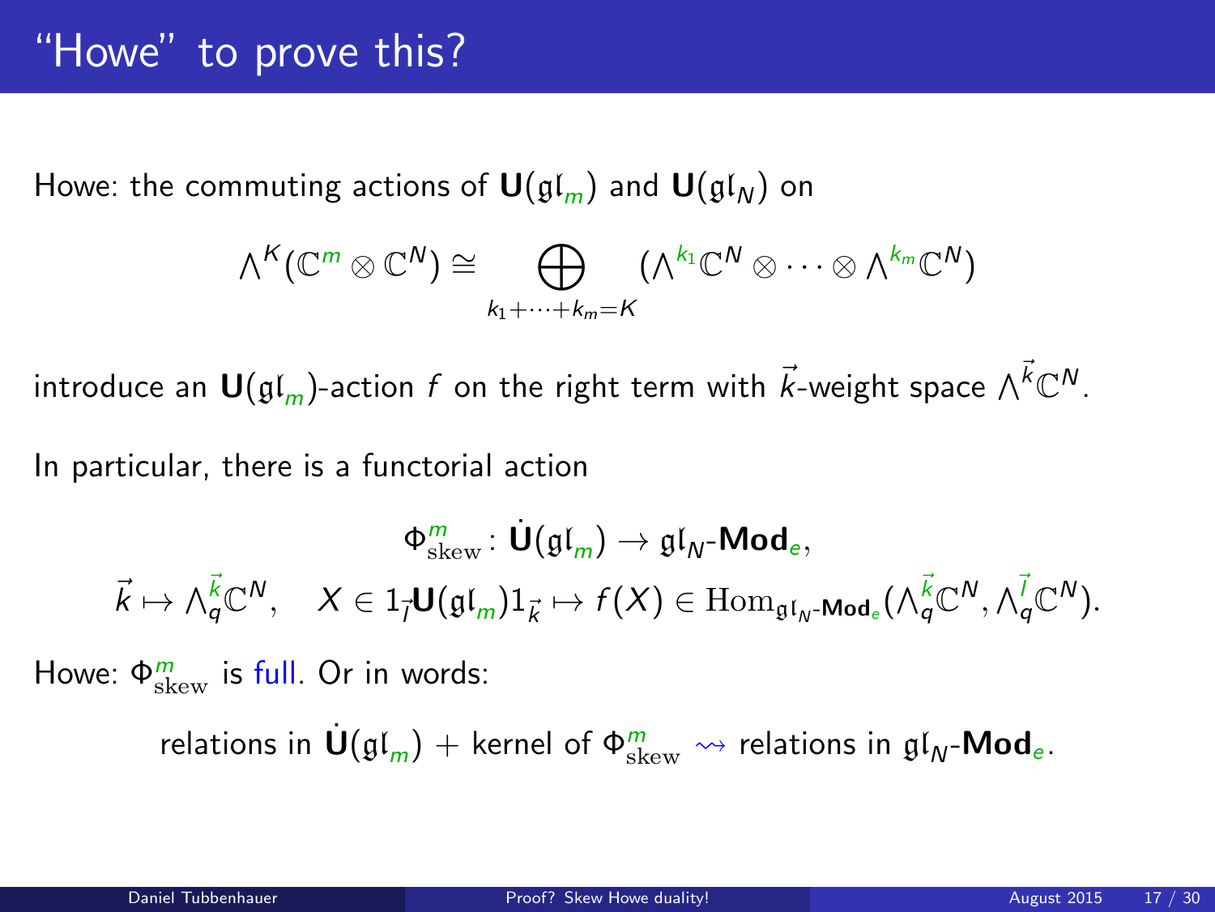# "Howe" to prove this?

Howe: the commuting actions of $\mathbf{U}(\mathfrak{gl}_m)$ and $\mathbf{U}(\mathfrak{gl}_N)$ on

$$\wedge^K(\mathbb{C}^m \otimes \mathbb{C}^N) \cong \bigoplus_{k_1+\cdots+k_m=K} (\wedge^{k_1}\mathbb{C}^N \otimes \cdots \otimes \wedge^{k_m}\mathbb{C}^N)$$

introduce an $\mathbf{U}(\mathfrak{gl}_m)$-action $f$ on the right term with $\vec{k}$-weight space $\wedge^{\vec{k}}\mathbb{C}^N$.

In particular, there is a functorial action

$$\Phi^m_{\mathrm{skew}} \colon \dot{\mathbf{U}}(\mathfrak{gl}_m) \to \mathfrak{gl}_N\text{-}\mathbf{Mod}_e,$$
$$\vec{k} \mapsto \wedge_q^{\vec{k}}\mathbb{C}^N, \quad X \in 1_{\vec{l}}\mathbf{U}(\mathfrak{gl}_m)1_{\vec{k}} \mapsto f(X) \in \mathrm{Hom}_{\mathfrak{gl}_N\text{-}\mathbf{Mod}_e}(\wedge_q^{\vec{k}}\mathbb{C}^N, \wedge_q^{\vec{l}}\mathbb{C}^N).$$

Howe: $\Phi^m_{\mathrm{skew}}$ is full. Or in words:

relations in $\dot{\mathbf{U}}(\mathfrak{gl}_m)$ + kernel of $\Phi^m_{\mathrm{skew}} \rightsquigarrow$ relations in $\mathfrak{gl}_N$-$\mathbf{Mod}_e$.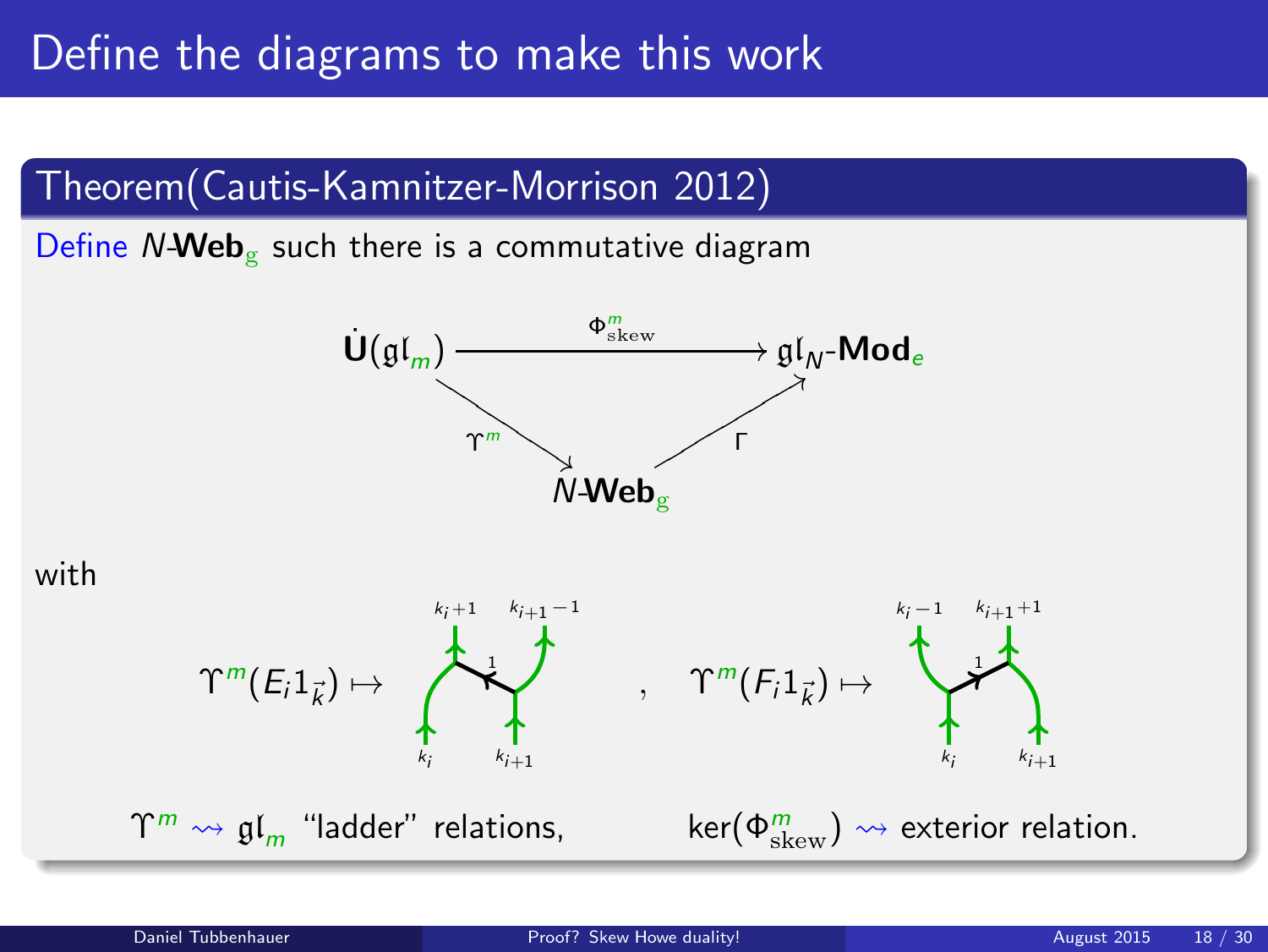# Define the diagrams to make this work

## Theorem(Cautis-Kamnitzer-Morrison 2012)

Define $N$-**Web**$_{\mathrm{g}}$ such there is a commutative diagram

$$\begin{array}{ccc} \dot{\mathbf{U}}(\mathfrak{gl}_m) & \xrightarrow{\Phi^m_{\mathrm{skew}}} & \mathfrak{gl}_N\text{-}\mathbf{Mod}_e \\ & \searrow^{\Upsilon^m} \quad \nearrow_{\Gamma} & \\ & N\text{-}\mathbf{Web}_{\mathrm{g}} & \end{array}$$

with

$\Upsilon^m(E_i 1_{\vec{k}}) \mapsto$ (web with bottom labels $k_i$, $k_{i+1}$, top labels $k_i+1$, $k_{i+1}-1$, rung labeled $1$), $\quad \Upsilon^m(F_i 1_{\vec{k}}) \mapsto$ (web with bottom labels $k_i$, $k_{i+1}$, top labels $k_i-1$, $k_{i+1}+1$, rung labeled $1$)

$\Upsilon^m \rightsquigarrow \mathfrak{gl}_m$ "ladder" relations, $\qquad \ker(\Phi^m_{\mathrm{skew}}) \rightsquigarrow$ exterior relation.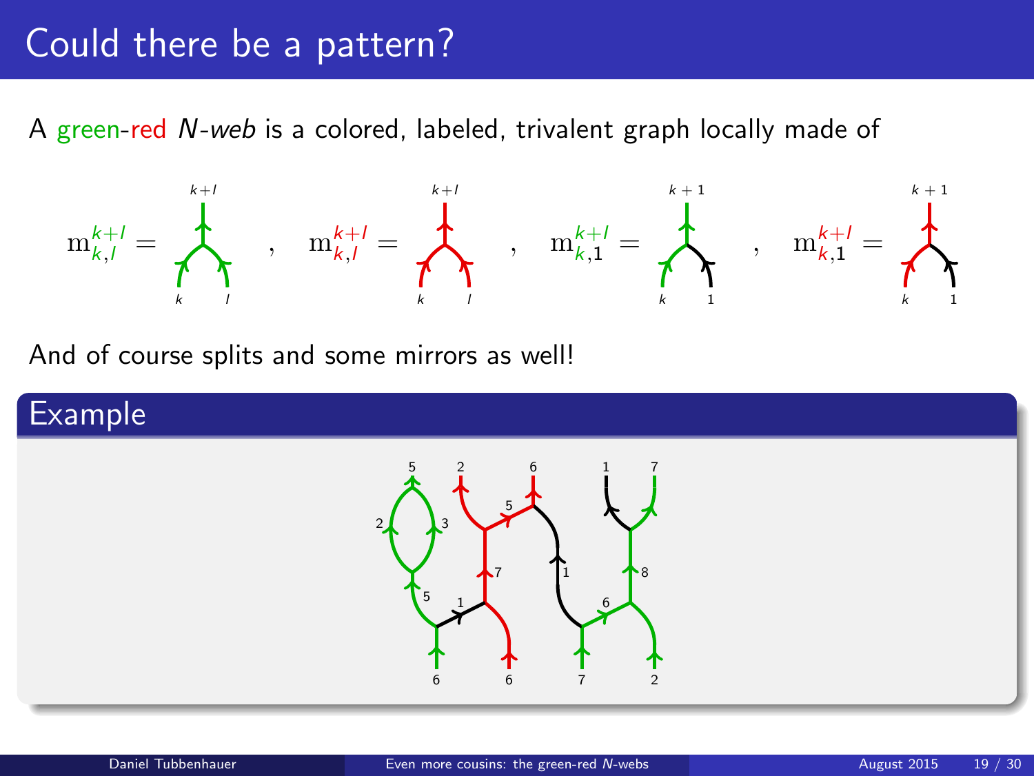# Could there be a pattern?

A green-red *N-web* is a colored, labeled, trivalent graph locally made of

$$\mathrm{m}_{k,l}^{k+l} = \quad , \quad \mathrm{m}_{k,l}^{k+l} = \quad , \quad \mathrm{m}_{k,1}^{k+l} = \quad , \quad \mathrm{m}_{k,1}^{k+l} =$$

And of course splits and some mirrors as well!

## Example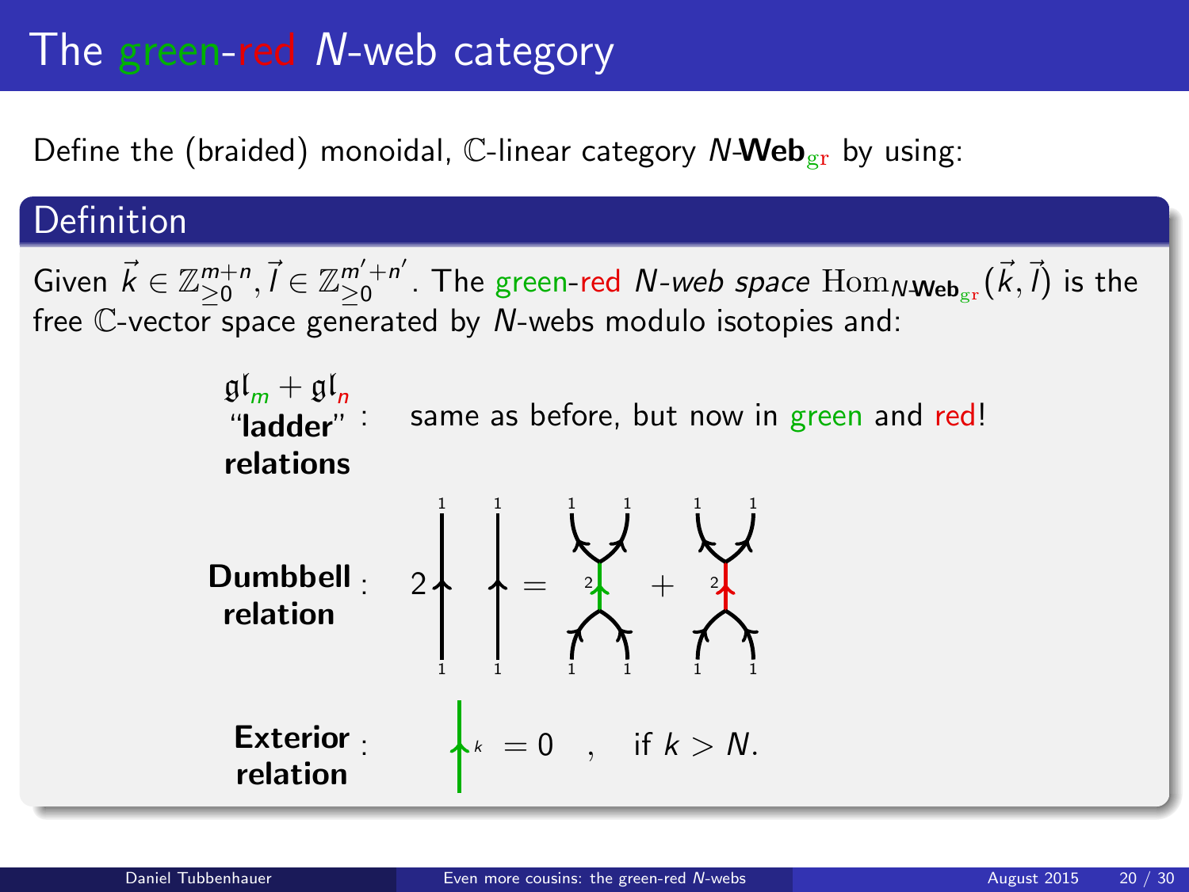# The green-red $N$-web category

Define the (braided) monoidal, $\mathbb{C}$-linear category $N$-$\mathbf{Web}_{\mathrm{gr}}$ by using:

## Definition

Given $\vec{k} \in \mathbb{Z}_{\geq 0}^{m+n}, \vec{l} \in \mathbb{Z}_{\geq 0}^{m'+n'}$. The green-red *$N$-web space* $\mathrm{Hom}_{N\text{-}\mathbf{Web}_{\mathrm{gr}}}(\vec{k}, \vec{l})$ is the free $\mathbb{C}$-vector space generated by $N$-webs modulo isotopies and:

**$\mathfrak{gl}_m + \mathfrak{gl}_n$ "ladder" relations**: same as before, but now in green and red!

**Dumbbell relation**: $2 \cdot$ (two parallel upward strands labeled 1) $=$ (two 1-strands merging into a green 2-edge and splitting into two 1-strands) $+$ (two 1-strands merging into a red 2-edge and splitting into two 1-strands)

**Exterior relation**: (green strand labeled $k$) $= 0$ , if $k > N$.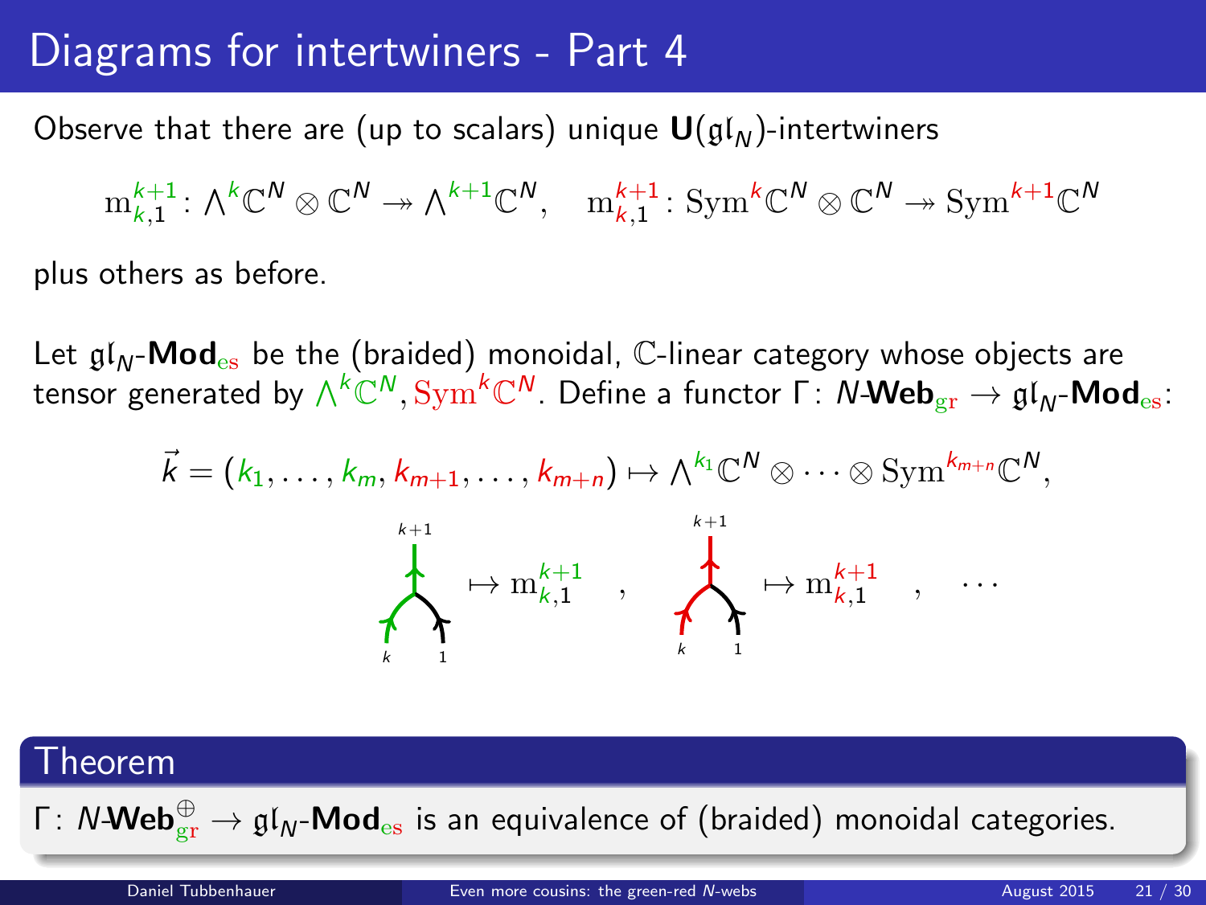# Diagrams for intertwiners - Part 4

Observe that there are (up to scalars) unique $\mathbf{U}(\mathfrak{gl}_N)$-intertwiners

$$\mathrm{m}_{k,1}^{k+1} \colon \textstyle\bigwedge^k \mathbb{C}^N \otimes \mathbb{C}^N \twoheadrightarrow \bigwedge^{k+1} \mathbb{C}^N, \quad \mathrm{m}_{k,1}^{k+1} \colon \mathrm{Sym}^k \mathbb{C}^N \otimes \mathbb{C}^N \twoheadrightarrow \mathrm{Sym}^{k+1} \mathbb{C}^N$$

plus others as before.

Let $\mathfrak{gl}_N$-$\mathbf{Mod}_{\mathrm{es}}$ be the (braided) monoidal, $\mathbb{C}$-linear category whose objects are tensor generated by $\bigwedge^k \mathbb{C}^N, \mathrm{Sym}^k \mathbb{C}^N$. Define a functor $\Gamma \colon N\text{-}\mathbf{Web}_{\mathrm{gr}} \to \mathfrak{gl}_N\text{-}\mathbf{Mod}_{\mathrm{es}}$:

$$\vec{k} = (k_1, \dots, k_m, k_{m+1}, \dots, k_{m+n}) \mapsto \textstyle\bigwedge^{k_1} \mathbb{C}^N \otimes \cdots \otimes \mathrm{Sym}^{k_{m+n}} \mathbb{C}^N,$$

(green merge diagram with inputs $k$, $1$ and output $k+1$) $\mapsto \mathrm{m}_{k,1}^{k+1}$ , (red merge diagram with inputs $k$, $1$ and output $k+1$) $\mapsto \mathrm{m}_{k,1}^{k+1}$ , $\cdots$

## Theorem

$\Gamma \colon N\text{-}\mathbf{Web}_{\mathrm{gr}}^{\oplus} \to \mathfrak{gl}_N\text{-}\mathbf{Mod}_{\mathrm{es}}$ is an equivalence of (braided) monoidal categories.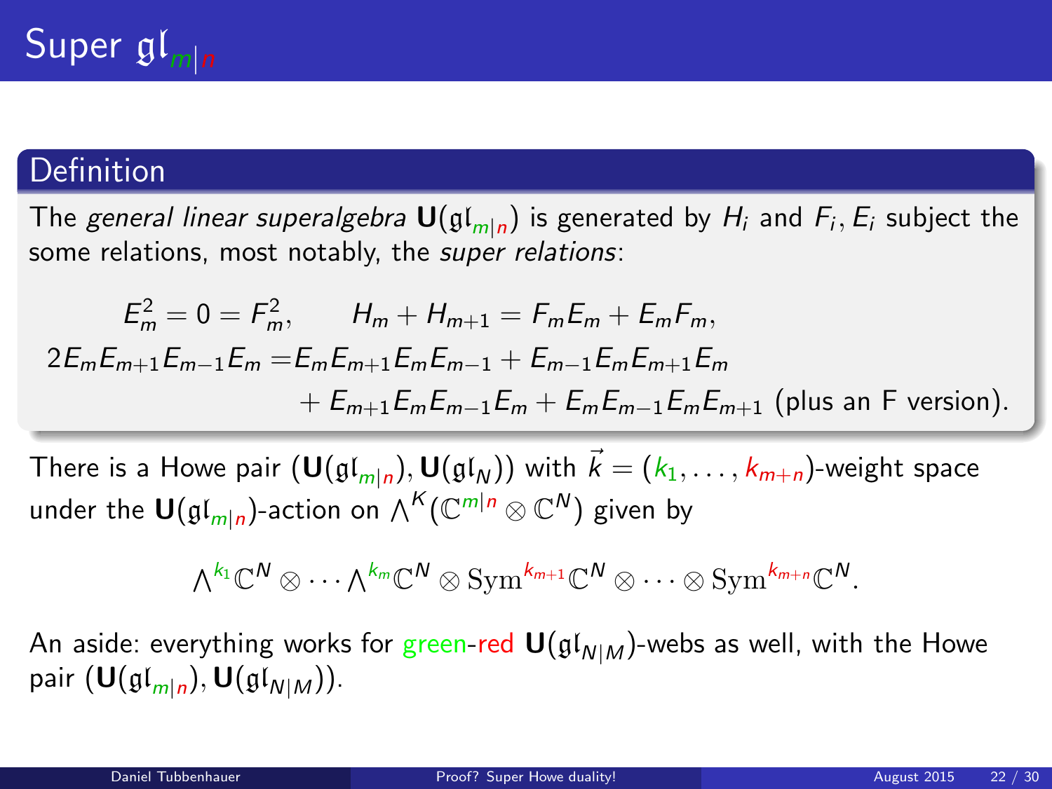# Super $\mathfrak{gl}_{m|n}$

## Definition

The *general linear superalgebra* $\mathbf{U}(\mathfrak{gl}_{m|n})$ is generated by $H_i$ and $F_i, E_i$ subject the some relations, most notably, the *super relations*:

$$
\begin{aligned}
E_m^2 = 0 = F_m^2, \qquad H_m + H_{m+1} &= F_m E_m + E_m F_m, \\
2E_m E_{m+1} E_{m-1} E_m &= E_m E_{m+1} E_m E_{m-1} + E_{m-1} E_m E_{m+1} E_m \\
&\quad + E_{m+1} E_m E_{m-1} E_m + E_m E_{m-1} E_m E_{m+1} \text{ (plus an F version).}
\end{aligned}
$$

There is a Howe pair $(\mathbf{U}(\mathfrak{gl}_{m|n}), \mathbf{U}(\mathfrak{gl}_N))$ with $\vec{k} = (k_1, \dots, k_{m+n})$-weight space under the $\mathbf{U}(\mathfrak{gl}_{m|n})$-action on $\bigwedge^K(\mathbb{C}^{m|n} \otimes \mathbb{C}^N)$ given by

$$
\textstyle\bigwedge^{k_1}\mathbb{C}^N \otimes \cdots \bigwedge^{k_m}\mathbb{C}^N \otimes \mathrm{Sym}^{k_{m+1}}\mathbb{C}^N \otimes \cdots \otimes \mathrm{Sym}^{k_{m+n}}\mathbb{C}^N.
$$

An aside: everything works for green-red $\mathbf{U}(\mathfrak{gl}_{N|M})$-webs as well, with the Howe pair $(\mathbf{U}(\mathfrak{gl}_{m|n}), \mathbf{U}(\mathfrak{gl}_{N|M}))$.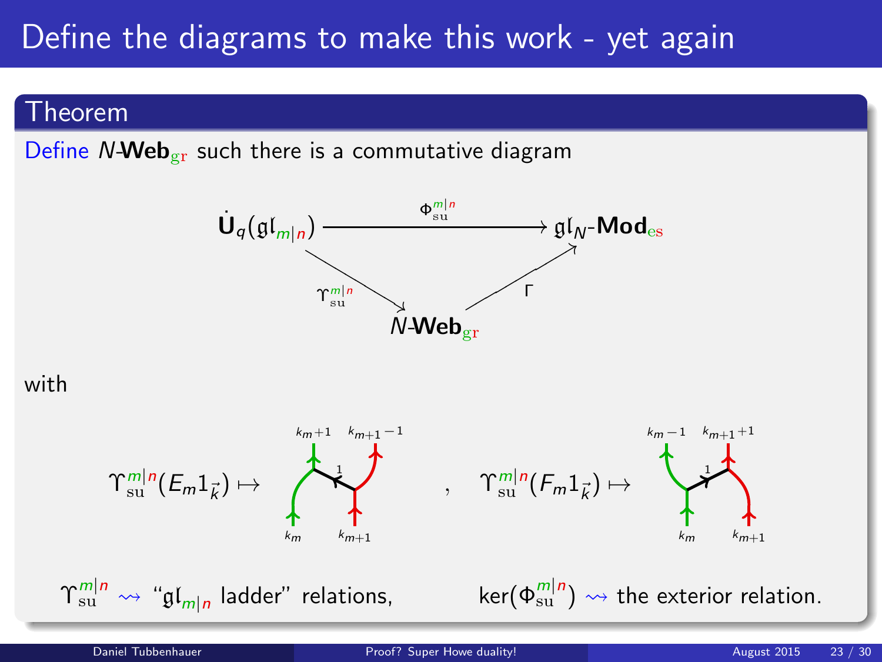# Define the diagrams to make this work - yet again

## Theorem

Define $N$-$\mathbf{Web}_{\mathrm{gr}}$ such there is a commutative diagram

$$\begin{array}{ccc} \dot{\mathbf{U}}_q(\mathfrak{gl}_{m|n}) & \xrightarrow{\Phi_{\mathrm{su}}^{m|n}} & \mathfrak{gl}_N\text{-}\mathbf{Mod}_{\mathrm{es}} \\ & \searrow^{\Upsilon_{\mathrm{su}}^{m|n}} \quad \nearrow_{\Gamma} & \\ & N\text{-}\mathbf{Web}_{\mathrm{gr}} & \end{array}$$

with

$\Upsilon_{\mathrm{su}}^{m|n}(E_m 1_{\vec{k}}) \mapsto$ (web diagram: bottom labels $k_m$, $k_{m+1}$; top labels $k_m+1$, $k_{m+1}-1$; rung labeled $1$) , $\Upsilon_{\mathrm{su}}^{m|n}(F_m 1_{\vec{k}}) \mapsto$ (web diagram: bottom labels $k_m$, $k_{m+1}$; top labels $k_m-1$, $k_{m+1}+1$; rung labeled $1$)

$\Upsilon_{\mathrm{su}}^{m|n} \rightsquigarrow$ "$\mathfrak{gl}_{m|n}$ ladder" relations, $\ker(\Phi_{\mathrm{su}}^{m|n}) \rightsquigarrow$ the exterior relation.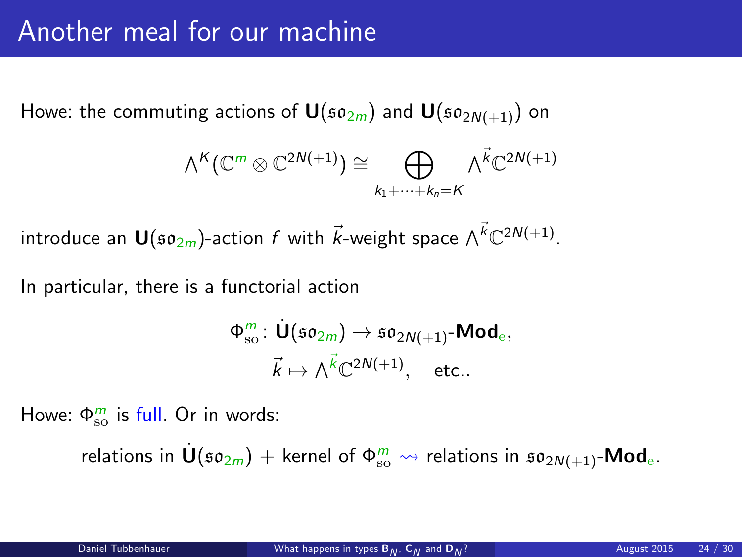# Another meal for our machine

Howe: the commuting actions of $\mathbf{U}(\mathfrak{so}_{2m})$ and $\mathbf{U}(\mathfrak{so}_{2N(+1)})$ on

$$\bigwedge\nolimits^{K}(\mathbb{C}^{m} \otimes \mathbb{C}^{2N(+1)}) \cong \bigoplus_{k_1+\cdots+k_n=K} \bigwedge\nolimits^{\vec{k}}\mathbb{C}^{2N(+1)}$$

introduce an $\mathbf{U}(\mathfrak{so}_{2m})$-action $f$ with $\vec{k}$-weight space $\bigwedge^{\vec{k}}\mathbb{C}^{2N(+1)}$.

In particular, there is a functorial action

$$\Phi^{m}_{\mathrm{so}} \colon \dot{\mathbf{U}}(\mathfrak{so}_{2m}) \to \mathfrak{so}_{2N(+1)}\text{-}\mathbf{Mod}_{\mathrm{e}},$$
$$\vec{k} \mapsto \bigwedge\nolimits^{\vec{k}}\mathbb{C}^{2N(+1)}, \quad \text{etc..}$$

Howe: $\Phi^{m}_{\mathrm{so}}$ is full. Or in words:

relations in $\dot{\mathbf{U}}(\mathfrak{so}_{2m})$ + kernel of $\Phi^{m}_{\mathrm{so}} \rightsquigarrow$ relations in $\mathfrak{so}_{2N(+1)}\text{-}\mathbf{Mod}_{\mathrm{e}}$.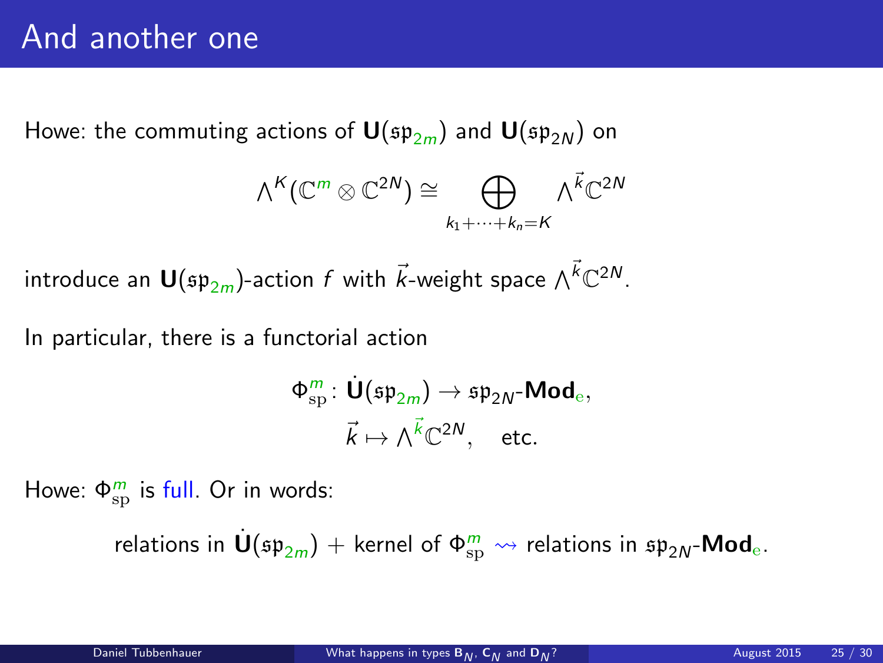# And another one

Howe: the commuting actions of $\mathbf{U}(\mathfrak{sp}_{2m})$ and $\mathbf{U}(\mathfrak{sp}_{2N})$ on

$$\bigwedge^{K}(\mathbb{C}^{m} \otimes \mathbb{C}^{2N}) \cong \bigoplus_{k_1+\cdots+k_n=K} \bigwedge^{\vec{k}}\mathbb{C}^{2N}$$

introduce an $\mathbf{U}(\mathfrak{sp}_{2m})$-action $f$ with $\vec{k}$-weight space $\bigwedge^{\vec{k}}\mathbb{C}^{2N}$.

In particular, there is a functorial action

$$\Phi^{m}_{\mathrm{sp}} \colon \dot{\mathbf{U}}(\mathfrak{sp}_{2m}) \to \mathfrak{sp}_{2N}\text{-}\mathbf{Mod}_{\mathrm{e}},$$
$$\vec{k} \mapsto \bigwedge^{\vec{k}}\mathbb{C}^{2N}, \quad \text{etc.}$$

Howe: $\Phi^{m}_{\mathrm{sp}}$ is full. Or in words:

relations in $\dot{\mathbf{U}}(\mathfrak{sp}_{2m})$ + kernel of $\Phi^{m}_{\mathrm{sp}} \rightsquigarrow$ relations in $\mathfrak{sp}_{2N}\text{-}\mathbf{Mod}_{\mathrm{e}}$.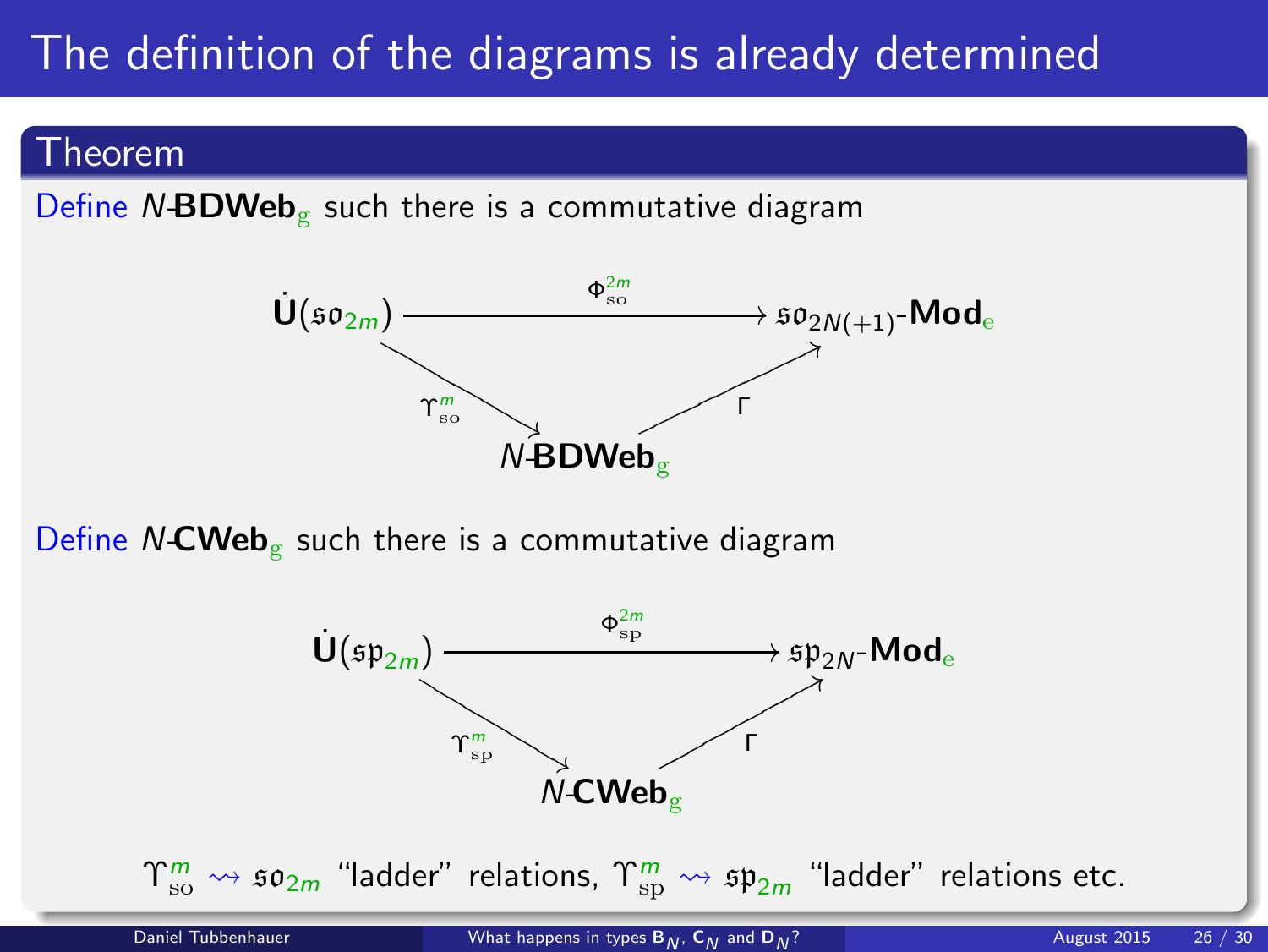# The definition of the diagrams is already determined

## Theorem

Define $N$-$\mathbf{BDWeb}_{\mathrm{g}}$ such there is a commutative diagram

$$
\begin{array}{ccc}
\dot{\mathbf{U}}(\mathfrak{so}_{2m}) & \xrightarrow{\Phi^{2m}_{\mathrm{so}}} & \mathfrak{so}_{2N(+1)}\text{-}\mathbf{Mod}_{\mathrm{e}} \\
& \searrow^{\Upsilon^{m}_{\mathrm{so}}} \quad \nearrow_{\Gamma} & \\
& N\text{-}\mathbf{BDWeb}_{\mathrm{g}} &
\end{array}
$$

Define $N$-$\mathbf{CWeb}_{\mathrm{g}}$ such there is a commutative diagram

$$
\begin{array}{ccc}
\dot{\mathbf{U}}(\mathfrak{sp}_{2m}) & \xrightarrow{\Phi^{2m}_{\mathrm{sp}}} & \mathfrak{sp}_{2N}\text{-}\mathbf{Mod}_{\mathrm{e}} \\
& \searrow^{\Upsilon^{m}_{\mathrm{sp}}} \quad \nearrow_{\Gamma} & \\
& N\text{-}\mathbf{CWeb}_{\mathrm{g}} &
\end{array}
$$

$\Upsilon^{m}_{\mathrm{so}} \rightsquigarrow \mathfrak{so}_{2m}$ "ladder" relations, $\Upsilon^{m}_{\mathrm{sp}} \rightsquigarrow \mathfrak{sp}_{2m}$ "ladder" relations etc.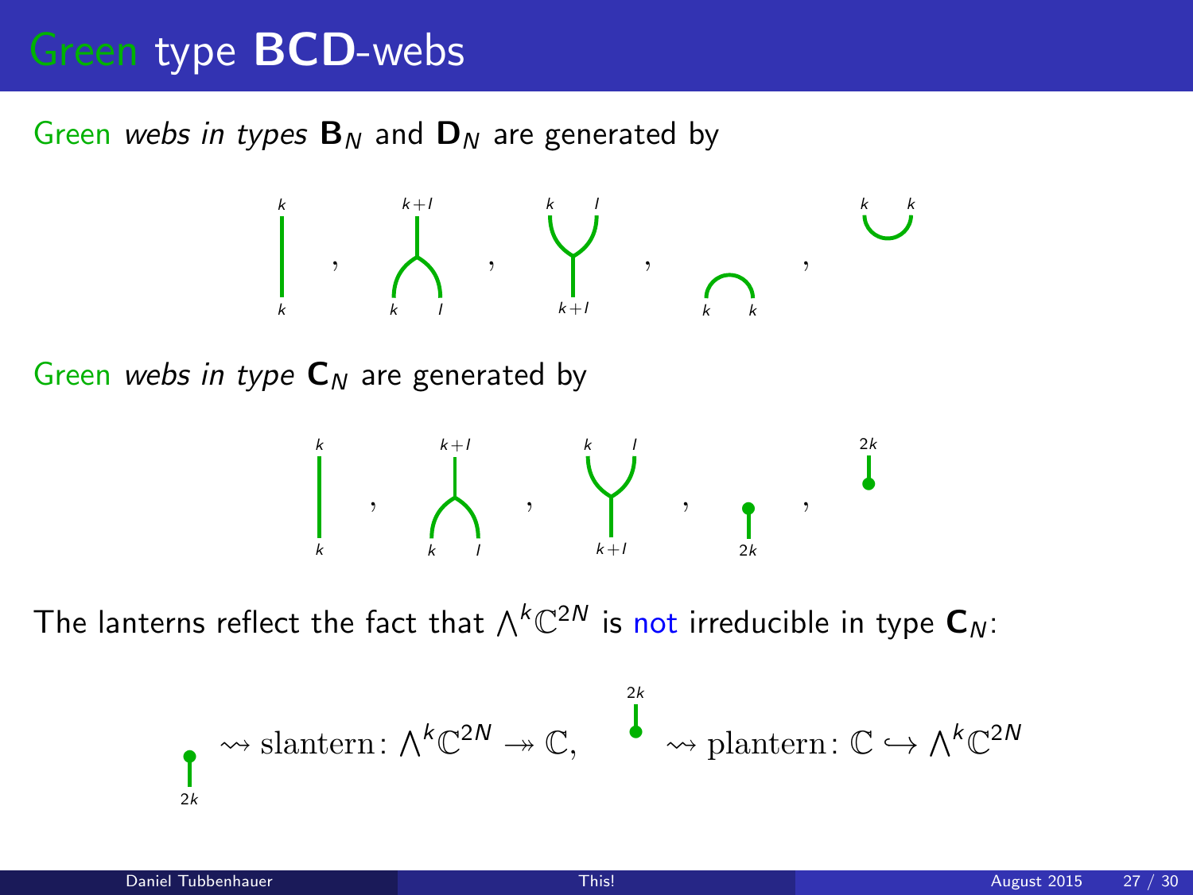# Green type BCD-webs

Green *webs in types* $\mathbf{B}_N$ and $\mathbf{D}_N$ are generated by

Green *webs in type* $\mathbf{C}_N$ are generated by

The lanterns reflect the fact that $\bigwedge^k \mathbb{C}^{2N}$ is not irreducible in type $\mathbf{C}_N$:

$$\rightsquigarrow \text{slantern}\colon \bigwedge^k \mathbb{C}^{2N} \twoheadrightarrow \mathbb{C}, \qquad \rightsquigarrow \text{plantern}\colon \mathbb{C} \hookrightarrow \bigwedge^k \mathbb{C}^{2N}$$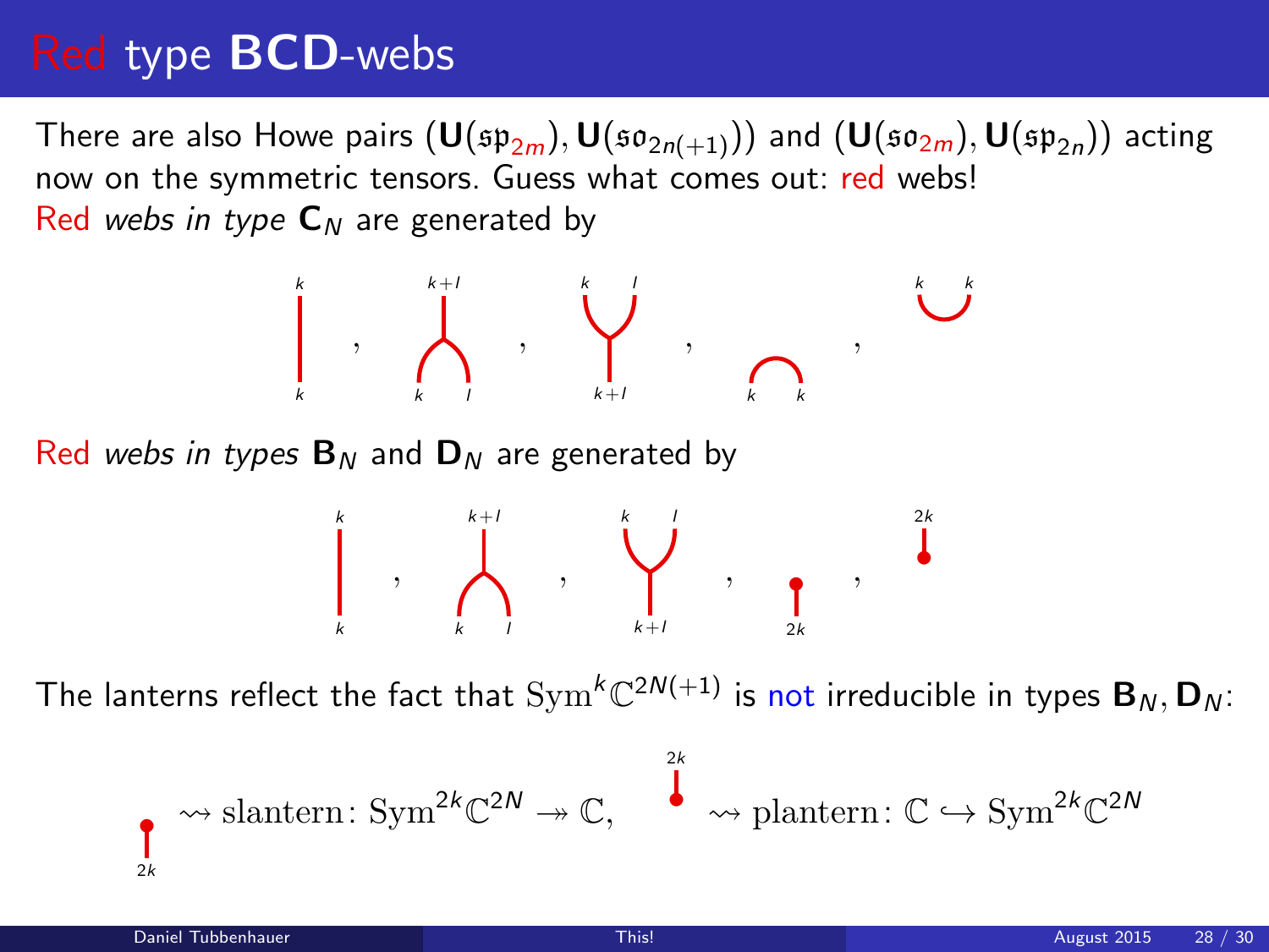# Red type **BCD**-webs

There are also Howe pairs $(\mathbf{U}(\mathfrak{sp}_{2m}), \mathbf{U}(\mathfrak{so}_{2n(+1)}))$ and $(\mathbf{U}(\mathfrak{so}_{2m}), \mathbf{U}(\mathfrak{sp}_{2n}))$ acting now on the symmetric tensors. Guess what comes out: red webs!

Red *webs in type* $\mathbf{C}_N$ are generated by

$k$ / $k$ , $k+l$ / $k$ $l$ , $k$ $l$ / $k+l$ , $k$ $k$ , $k$ $k$

Red *webs in types* $\mathbf{B}_N$ and $\mathbf{D}_N$ are generated by

$k$ / $k$ , $k+l$ / $k$ $l$ , $k$ $l$ / $k+l$ , $2k$ , $2k$

The lanterns reflect the fact that $\mathrm{Sym}^k\mathbb{C}^{2N(+1)}$ is not irreducible in types $\mathbf{B}_N, \mathbf{D}_N$:

$$2k \rightsquigarrow \mathrm{slantern}\colon \mathrm{Sym}^{2k}\mathbb{C}^{2N} \twoheadrightarrow \mathbb{C}, \qquad 2k \rightsquigarrow \mathrm{plantern}\colon \mathbb{C} \hookrightarrow \mathrm{Sym}^{2k}\mathbb{C}^{2N}$$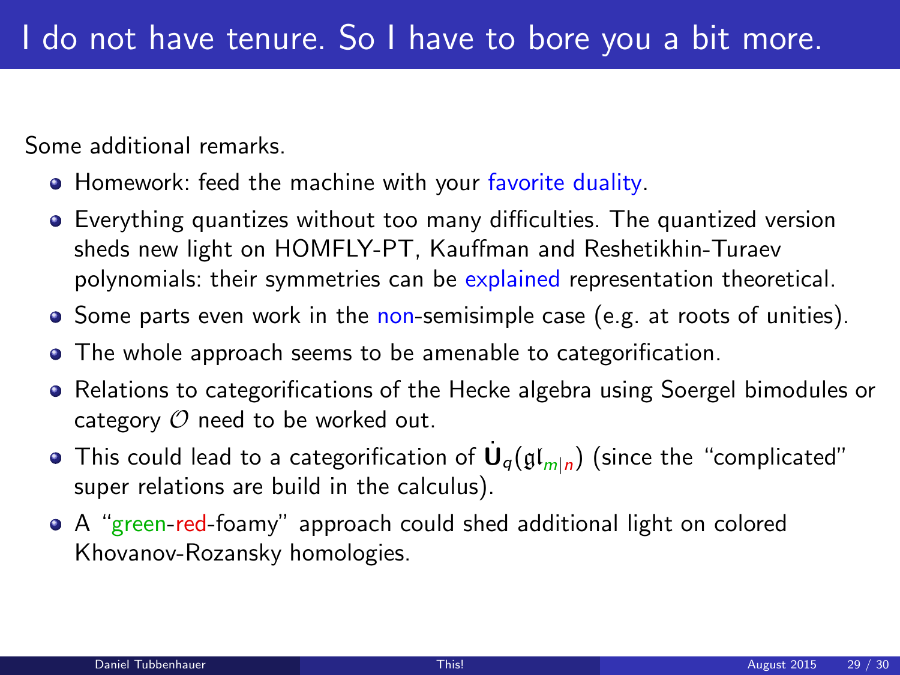# I do not have tenure. So I have to bore you a bit more.

Some additional remarks.

- Homework: feed the machine with your favorite duality.
- Everything quantizes without too many difficulties. The quantized version sheds new light on HOMFLY-PT, Kauffman and Reshetikhin-Turaev polynomials: their symmetries can be explained representation theoretical.
- Some parts even work in the non-semisimple case (e.g. at roots of unities).
- The whole approach seems to be amenable to categorification.
- Relations to categorifications of the Hecke algebra using Soergel bimodules or category $\mathcal{O}$ need to be worked out.
- This could lead to a categorification of $\dot{\mathbf{U}}_q(\mathfrak{gl}_{m|n})$ (since the "complicated" super relations are build in the calculus).
- A "green-red-foamy" approach could shed additional light on colored Khovanov-Rozansky homologies.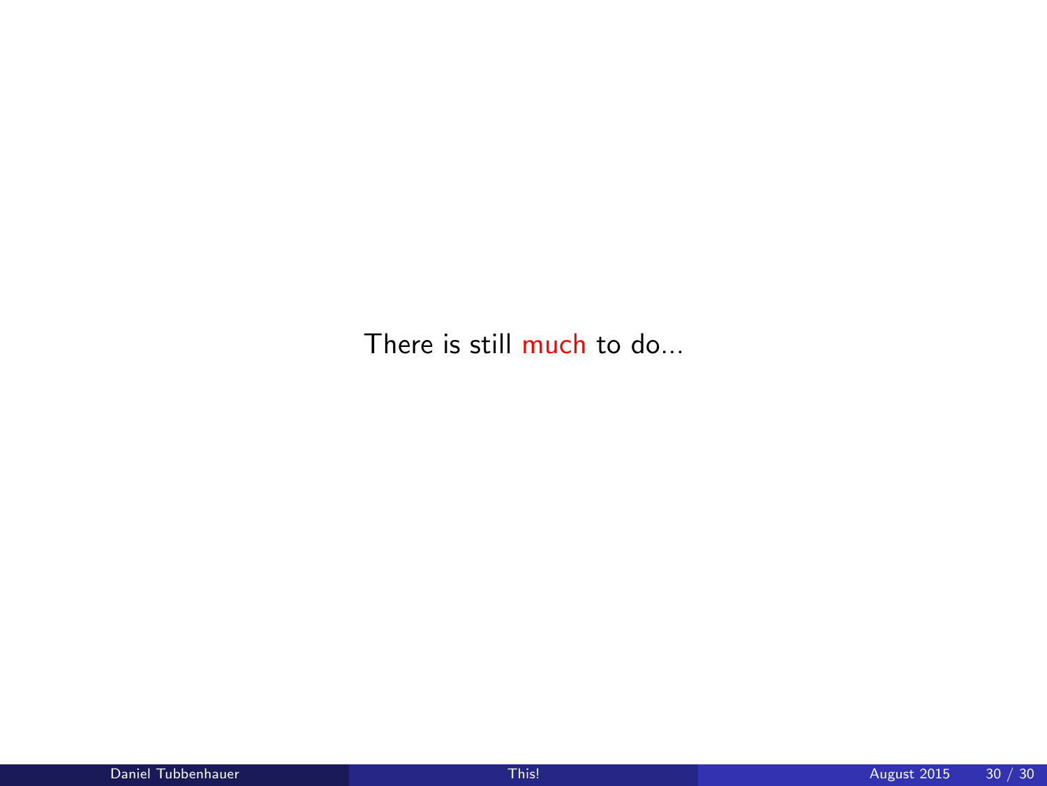There is still much to do...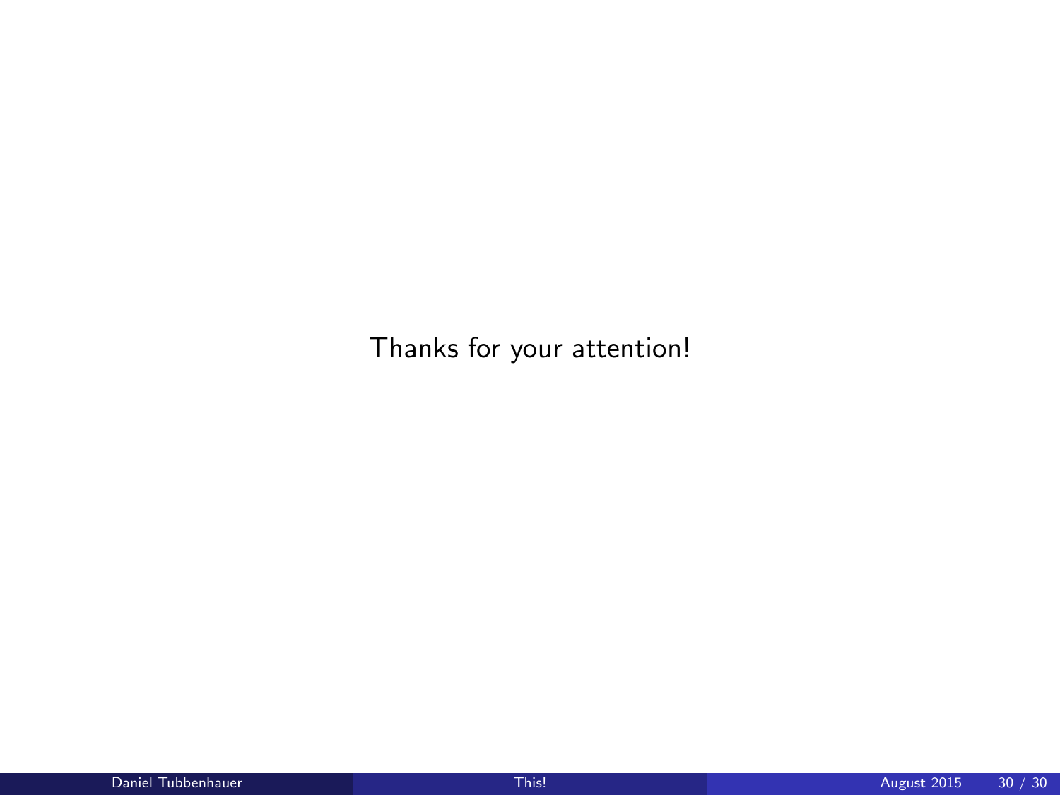Thanks for your attention!